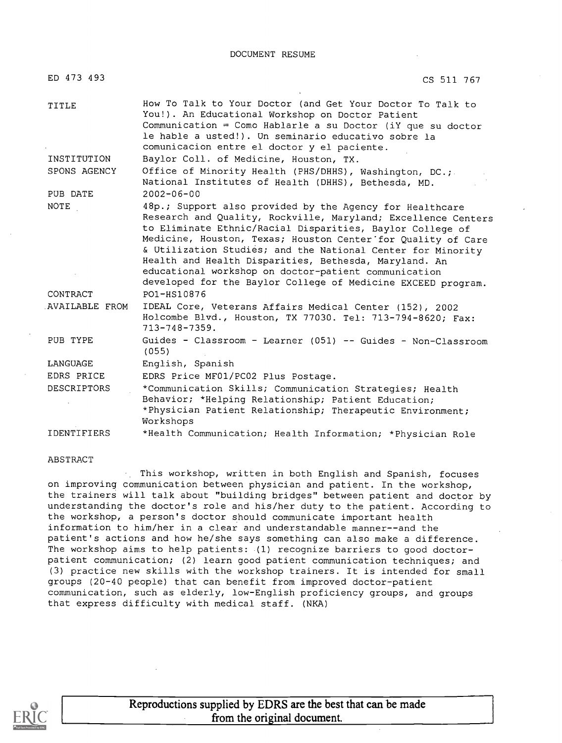# DOCUMENT RESUME

ED 473 493 CS 511 767

| | |
|---|---|
| TITLE | How To Talk to Your Doctor (and Get Your Doctor To Talk to You!). An Educational Workshop on Doctor Patient Communication = Como Hablarle a su Doctor (iY que su doctor le hable a usted!). Un seminario educativo sobre la comunicacion entre el doctor y el paciente. |
| INSTITUTION | Baylor Coll. of Medicine, Houston, TX. |
| SPONS AGENCY | Office of Minority Health (PHS/DHHS), Washington, DC.; National Institutes of Health (DHHS), Bethesda, MD. |
| PUB DATE | 2002-06-00 |
| NOTE | 48p.; Support also provided by the Agency for Healthcare Research and Quality, Rockville, Maryland; Excellence Centers to Eliminate Ethnic/Racial Disparities, Baylor College of Medicine, Houston, Texas; Houston Center for Quality of Care & Utilization Studies; and the National Center for Minority Health and Health Disparities, Bethesda, Maryland. An educational workshop on doctor-patient communication developed for the Baylor College of Medicine EXCEED program. |
| CONTRACT | P01-HS10876 |
| AVAILABLE FROM | IDEAL Core, Veterans Affairs Medical Center (152), 2002 Holcombe Blvd., Houston, TX 77030. Tel: 713-794-8620; Fax: 713-748-7359. |
| PUB TYPE | Guides - Classroom - Learner (051) -- Guides - Non-Classroom (055) |
| LANGUAGE | English, Spanish |
| EDRS PRICE | EDRS Price MF01/PC02 Plus Postage. |
| DESCRIPTORS | *Communication Skills; Communication Strategies; Health Behavior; *Helping Relationship; Patient Education; *Physician Patient Relationship; Therapeutic Environment; Workshops |
| IDENTIFIERS | *Health Communication; Health Information; *Physician Role |

## ABSTRACT

This workshop, written in both English and Spanish, focuses on improving communication between physician and patient. In the workshop, the trainers will talk about "building bridges" between patient and doctor by understanding the doctor's role and his/her duty to the patient. According to the workshop, a person's doctor should communicate important health information to him/her in a clear and understandable manner--and the patient's actions and how he/she says something can also make a difference. The workshop aims to help patients: (1) recognize barriers to good doctor-patient communication; (2) learn good patient communication techniques; and (3) practice new skills with the workshop trainers. It is intended for small groups (20-40 people) that can benefit from improved doctor-patient communication, such as elderly, low-English proficiency groups, and groups that express difficulty with medical staff. (NKA)

Reproductions supplied by EDRS are the best that can be made from the original document.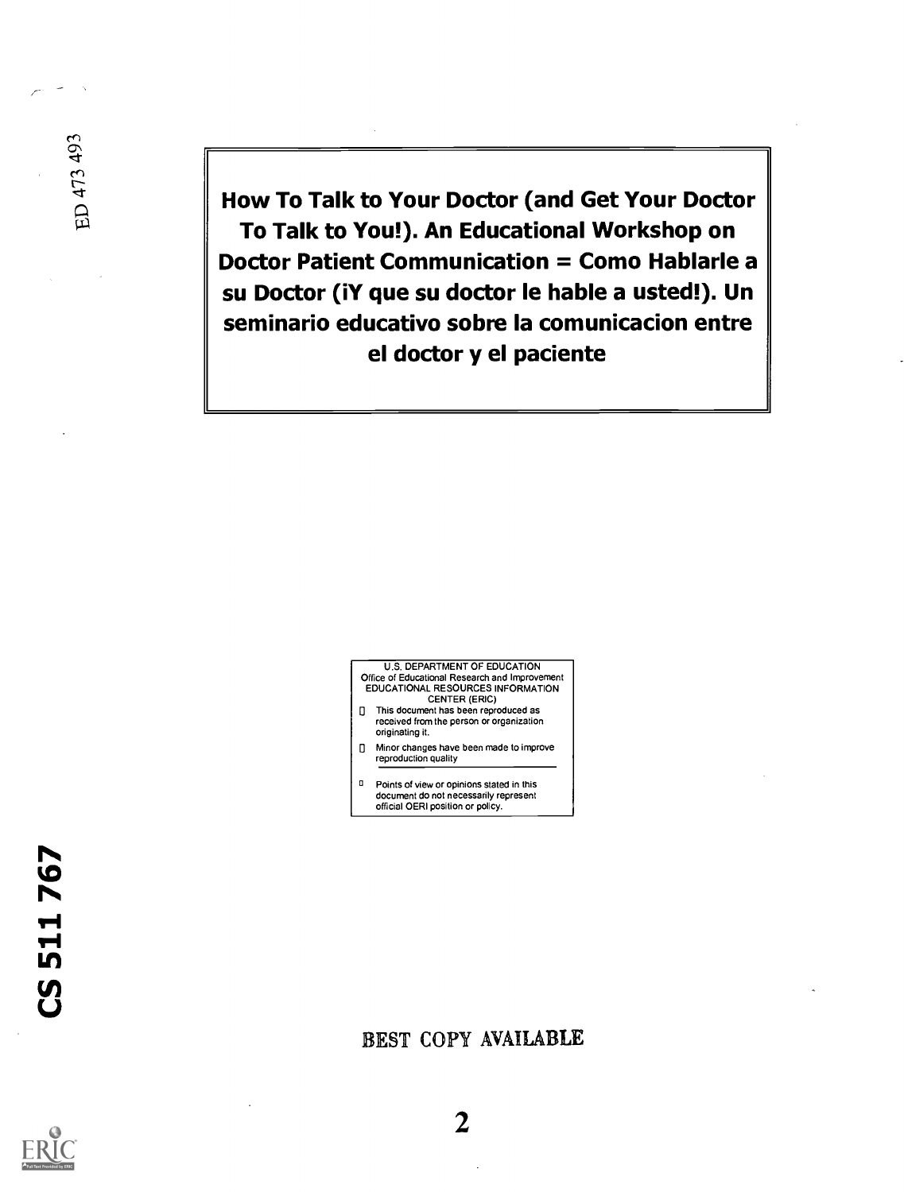ED 473 493

# How To Talk to Your Doctor (and Get Your Doctor To Talk to You!). An Educational Workshop on Doctor Patient Communication = Como Hablarle a su Doctor (¡Y que su doctor le hable a usted!). Un seminario educativo sobre la comunicacion entre el doctor y el paciente

U.S. DEPARTMENT OF EDUCATION
Office of Educational Research and Improvement
EDUCATIONAL RESOURCES INFORMATION CENTER (ERIC)

- This document has been reproduced as received from the person or organization originating it.
- Minor changes have been made to improve reproduction quality

- Points of view or opinions stated in this document do not necessarily represent official OERI position or policy.

CS 511 767

BEST COPY AVAILABLE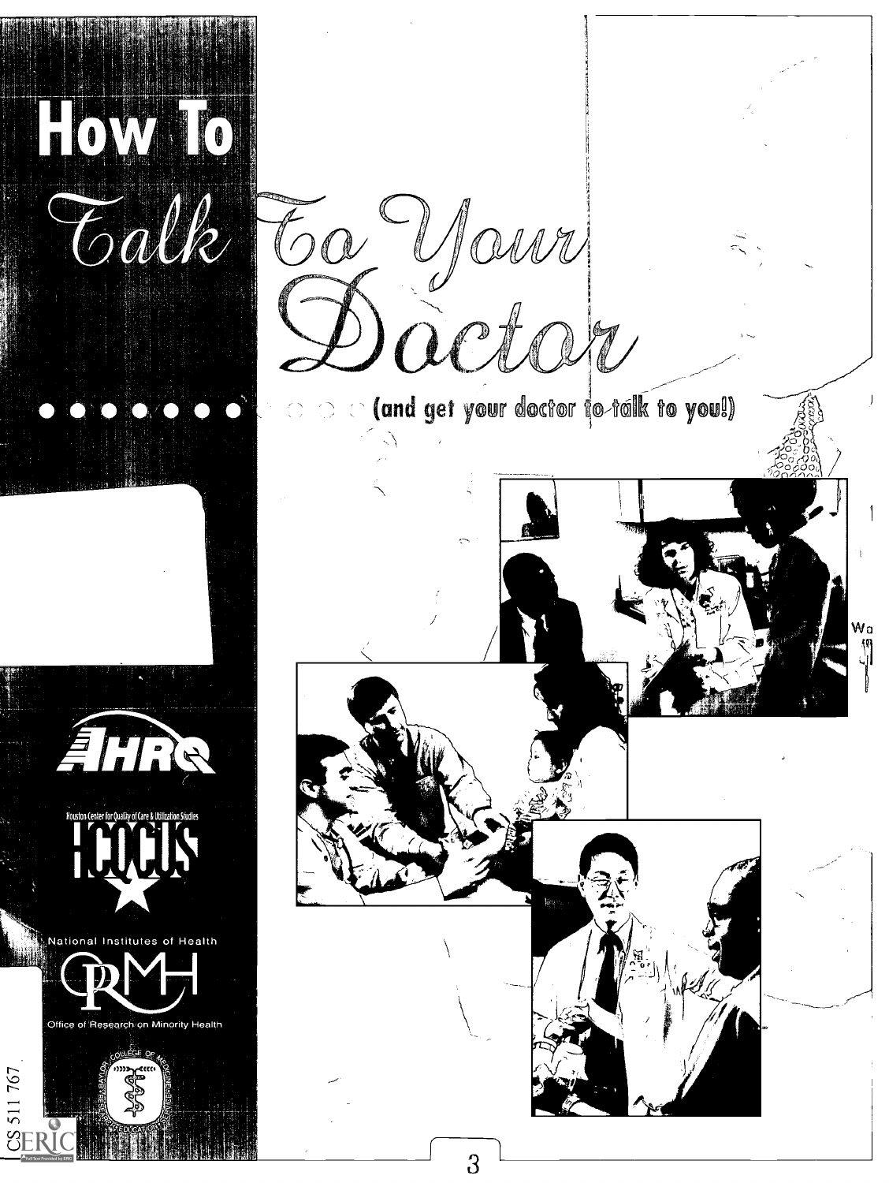# How To Talk To Your Doctor

(and get your doctor to talk to you!)

AHRQ

Houston Center for Quality of Care & Utilization Studies

HCQCUS

National Institutes of Health

ORMH

Office of Research on Minority Health

Baylor College of Medicine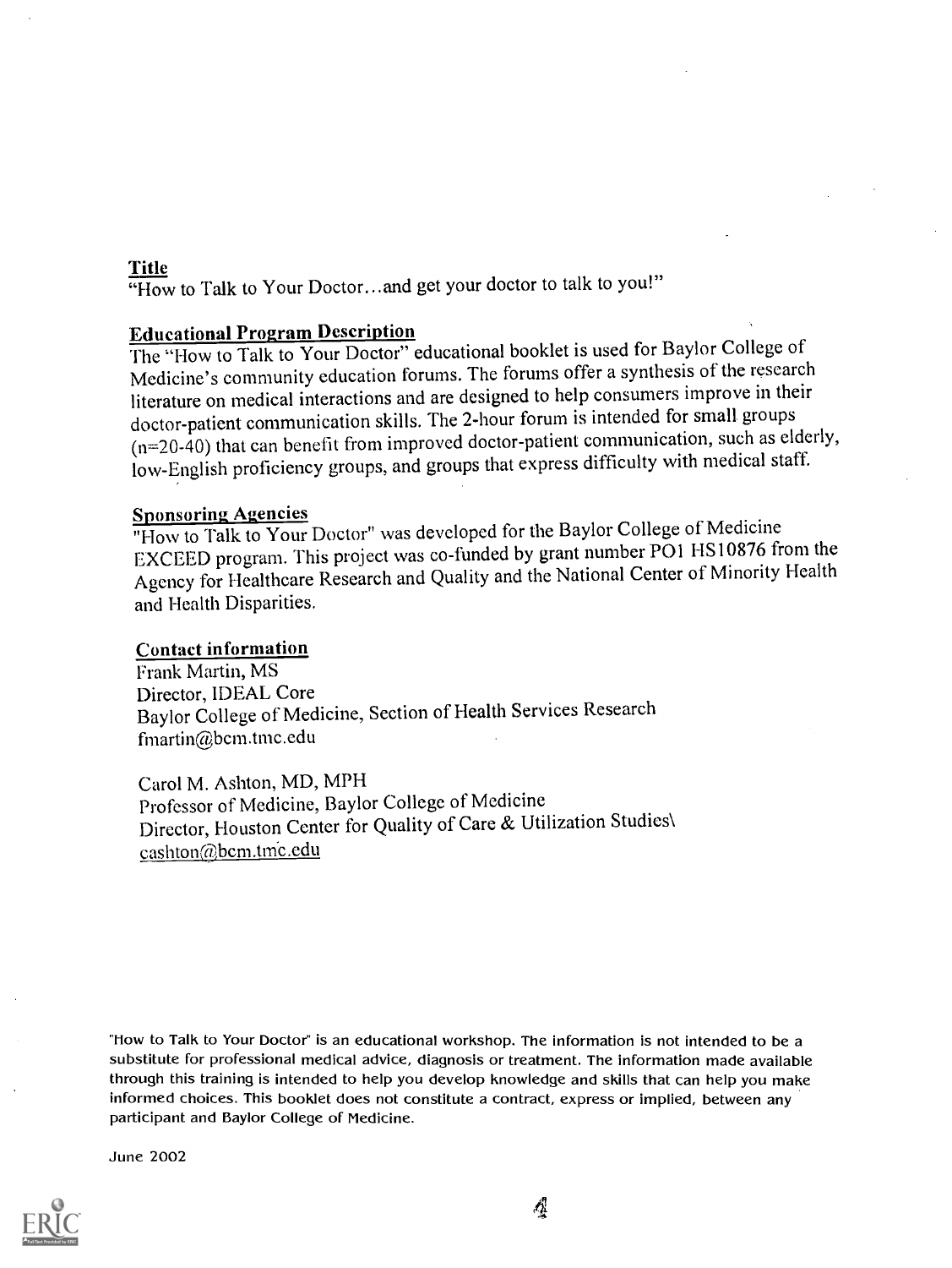**Title**

"How to Talk to Your Doctor…and get your doctor to talk to you!"

**Educational Program Description**

The "How to Talk to Your Doctor" educational booklet is used for Baylor College of Medicine's community education forums. The forums offer a synthesis of the research literature on medical interactions and are designed to help consumers improve in their doctor-patient communication skills. The 2-hour forum is intended for small groups (n=20-40) that can benefit from improved doctor-patient communication, such as elderly, low-English proficiency groups, and groups that express difficulty with medical staff.

**Sponsoring Agencies**

"How to Talk to Your Doctor" was developed for the Baylor College of Medicine EXCEED program. This project was co-funded by grant number PO1 HS10876 from the Agency for Healthcare Research and Quality and the National Center of Minority Health and Health Disparities.

**Contact information**

Frank Martin, MS
Director, IDEAL Core
Baylor College of Medicine, Section of Health Services Research
fmartin@bcm.tmc.edu

Carol M. Ashton, MD, MPH
Professor of Medicine, Baylor College of Medicine
Director, Houston Center for Quality of Care & Utilization Studies\
cashton@bcm.tmc.edu

"How to Talk to Your Doctor" is an educational workshop. The information is not intended to be a substitute for professional medical advice, diagnosis or treatment. The information made available through this training is intended to help you develop knowledge and skills that can help you make informed choices. This booklet does not constitute a contract, express or implied, between any participant and Baylor College of Medicine.

June 2002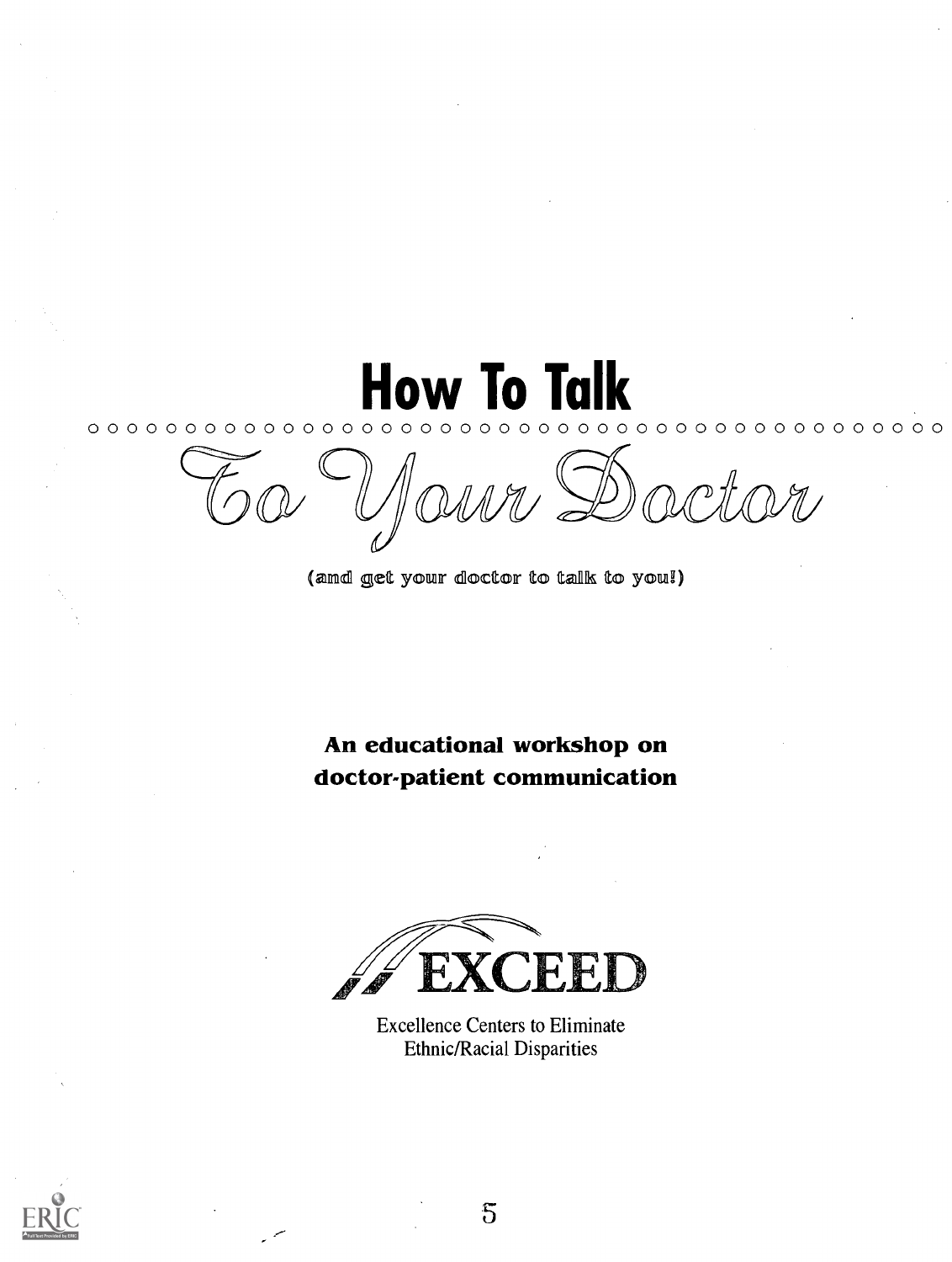# How To Talk To Your Doctor

(and get your doctor to talk to you!)

**An educational workshop on doctor-patient communication**

EXCEED

Excellence Centers to Eliminate Ethnic/Racial Disparities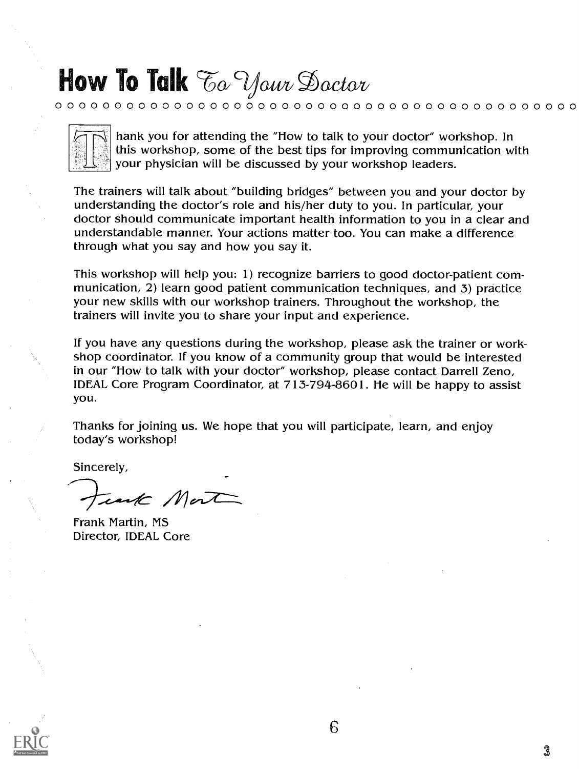# How To Talk To Your Doctor

Thank you for attending the "How to talk to your doctor" workshop. In this workshop, some of the best tips for improving communication with your physician will be discussed by your workshop leaders.

The trainers will talk about "building bridges" between you and your doctor by understanding the doctor's role and his/her duty to you. In particular, your doctor should communicate important health information to you in a clear and understandable manner. Your actions matter too. You can make a difference through what you say and how you say it.

This workshop will help you: 1) recognize barriers to good doctor-patient communication, 2) learn good patient communication techniques, and 3) practice your new skills with our workshop trainers. Throughout the workshop, the trainers will invite you to share your input and experience.

If you have any questions during the workshop, please ask the trainer or workshop coordinator. If you know of a community group that would be interested in our "How to talk with your doctor" workshop, please contact Darrell Zeno, IDEAL Core Program Coordinator, at 713-794-8601. He will be happy to assist you.

Thanks for joining us. We hope that you will participate, learn, and enjoy today's workshop!

Sincerely,

Frank Martin

Frank Martin, MS
Director, IDEAL Core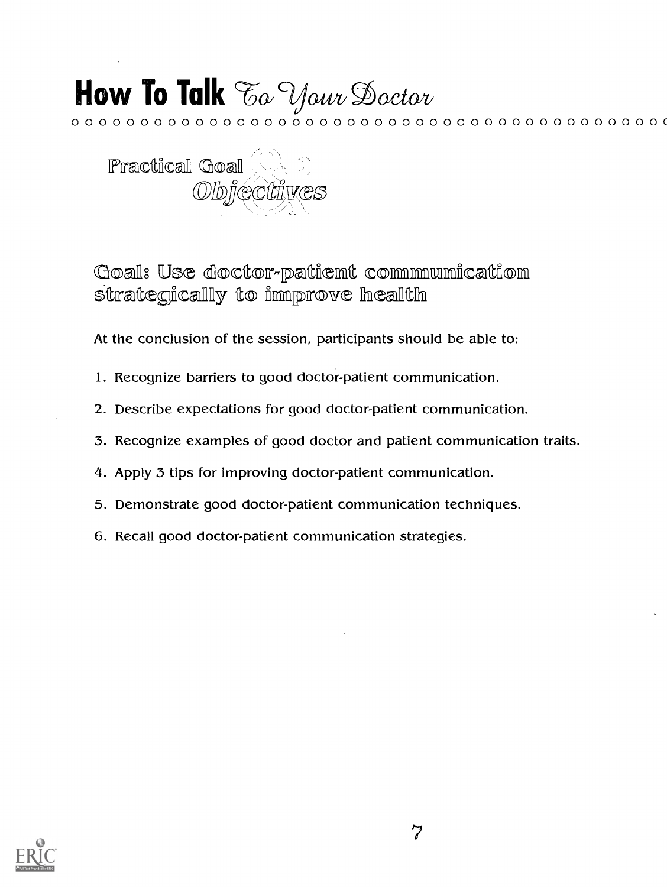# How To Talk To Your Doctor

## Practical Goal & Objectives

### Goal: Use doctor-patient communication strategically to improve health

At the conclusion of the session, participants should be able to:

1. Recognize barriers to good doctor-patient communication.
2. Describe expectations for good doctor-patient communication.
3. Recognize examples of good doctor and patient communication traits.
4. Apply 3 tips for improving doctor-patient communication.
5. Demonstrate good doctor-patient communication techniques.
6. Recall good doctor-patient communication strategies.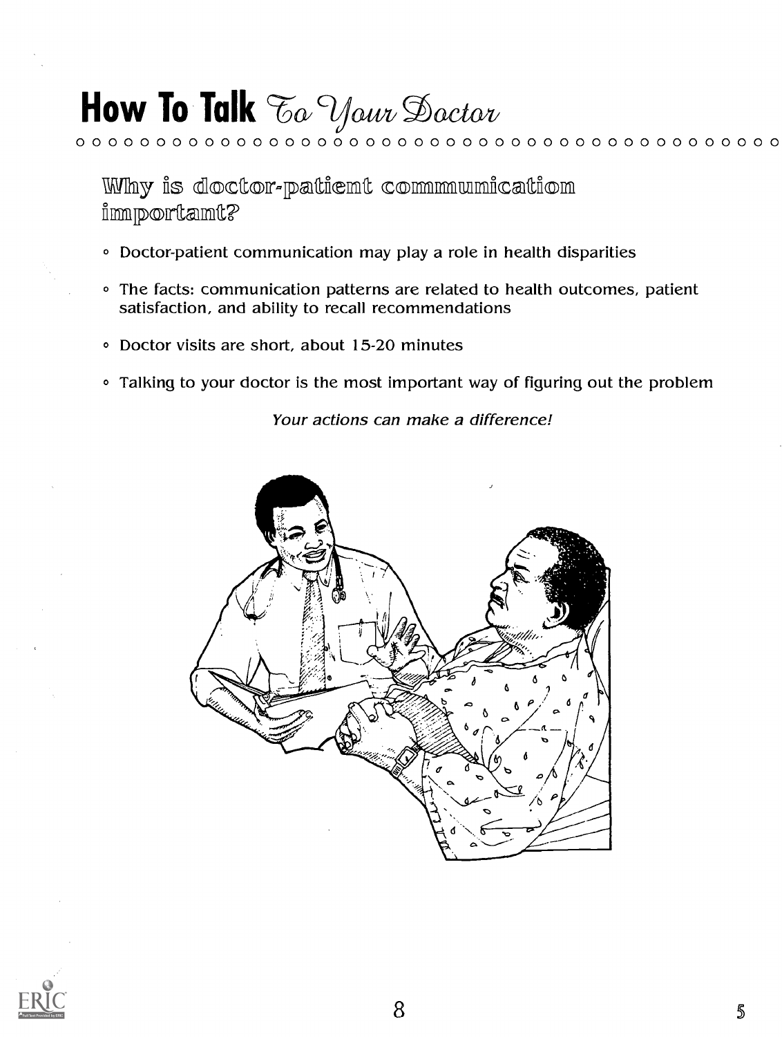# How To Talk *To Your Doctor*

## Why is doctor-patient communication important?

- Doctor-patient communication may play a role in health disparities
- The facts: communication patterns are related to health outcomes, patient satisfaction, and ability to recall recommendations
- Doctor visits are short, about 15-20 minutes
- Talking to your doctor is the most important way of figuring out the problem

*Your actions can make a difference!*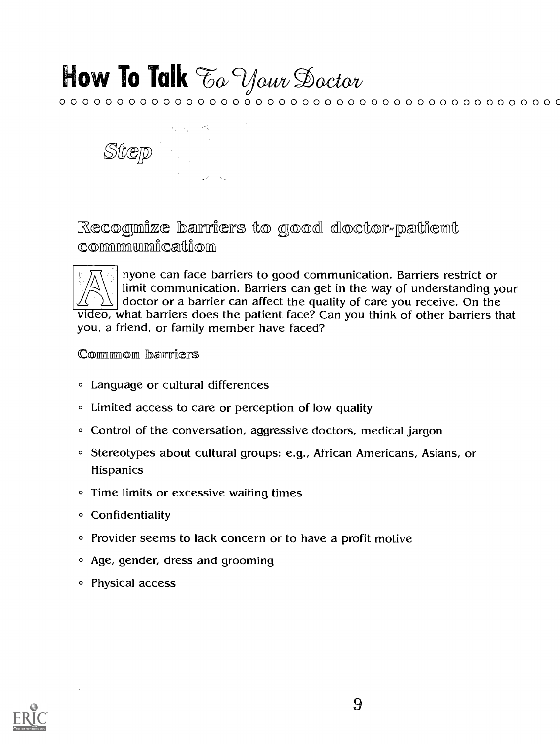# How To Talk To Your Doctor

Step

## Recognize barriers to good doctor-patient communication

Anyone can face barriers to good communication. Barriers restrict or limit communication. Barriers can get in the way of understanding your doctor or a barrier can affect the quality of care you receive. On the video, what barriers does the patient face? Can you think of other barriers that you, a friend, or family member have faced?

### Common barriers

- Language or cultural differences
- Limited access to care or perception of low quality
- Control of the conversation, aggressive doctors, medical jargon
- Stereotypes about cultural groups: e.g., African Americans, Asians, or Hispanics
- Time limits or excessive waiting times
- Confidentiality
- Provider seems to lack concern or to have a profit motive
- Age, gender, dress and grooming
- Physical access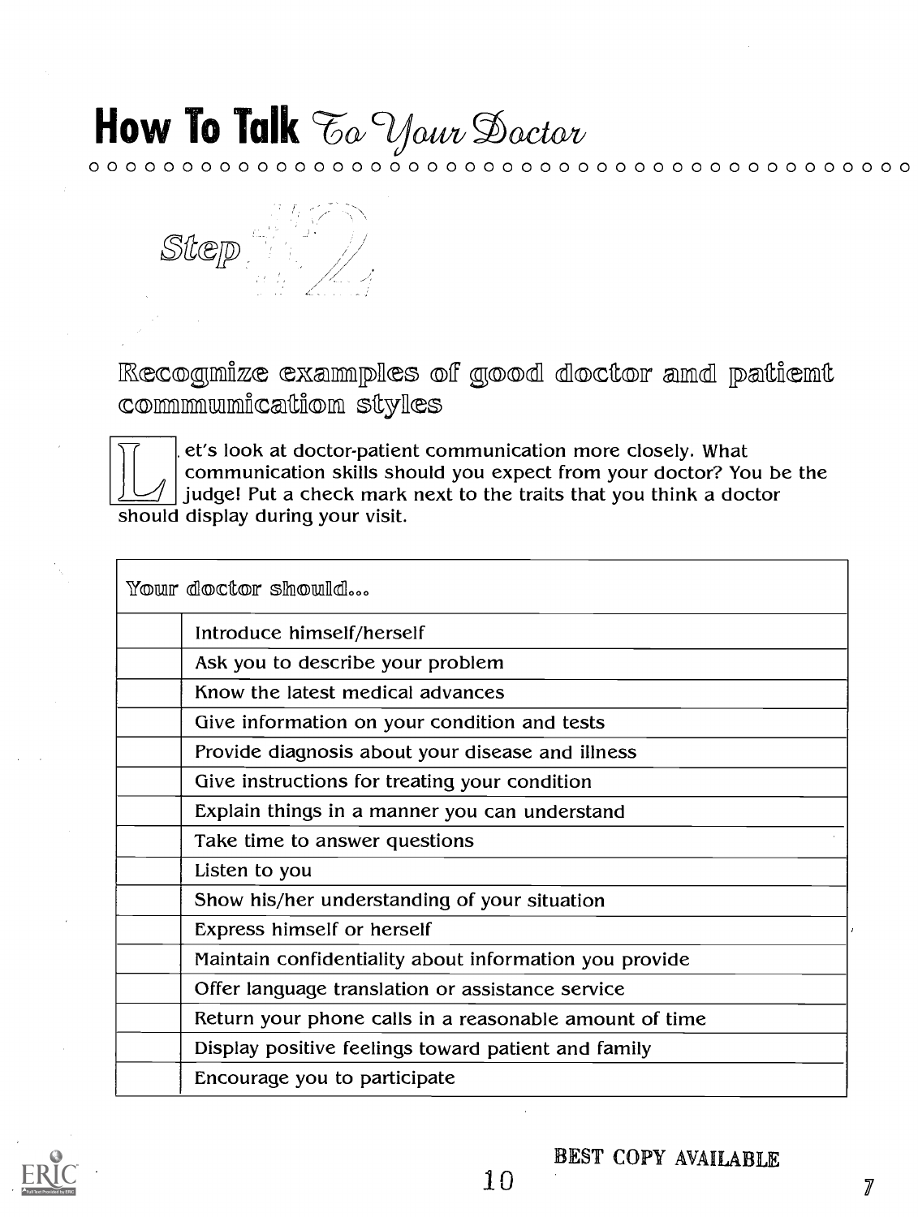# How To Talk To Your Doctor

## Step #2

### Recognize examples of good doctor and patient communication styles

Let's look at doctor-patient communication more closely. What communication skills should you expect from your doctor? You be the judge! Put a check mark next to the traits that you think a doctor should display during your visit.

| Your doctor should... | |
|---|---|
| | Introduce himself/herself |
| | Ask you to describe your problem |
| | Know the latest medical advances |
| | Give information on your condition and tests |
| | Provide diagnosis about your disease and illness |
| | Give instructions for treating your condition |
| | Explain things in a manner you can understand |
| | Take time to answer questions |
| | Listen to you |
| | Show his/her understanding of your situation |
| | Express himself or herself |
| | Maintain confidentiality about information you provide |
| | Offer language translation or assistance service |
| | Return your phone calls in a reasonable amount of time |
| | Display positive feelings toward patient and family |
| | Encourage you to participate |

BEST COPY AVAILABLE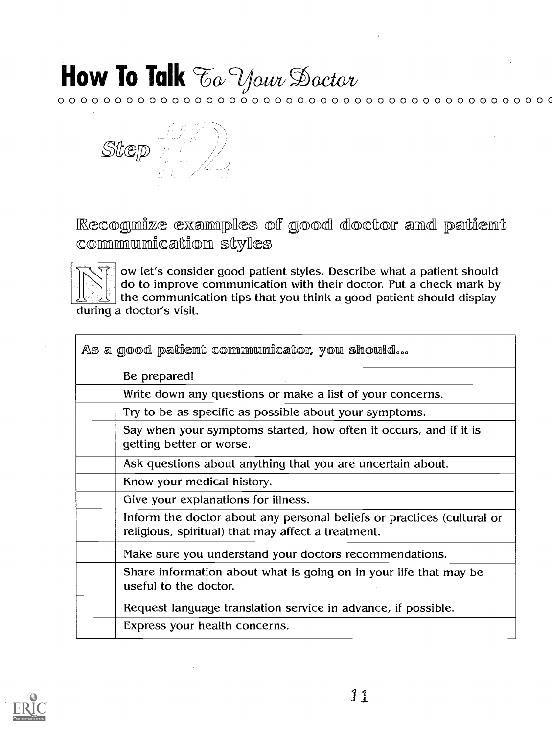# How To Talk To Your Doctor

## Step #2

### Recognize examples of good doctor and patient communication styles

Now let's consider good patient styles. Describe what a patient should do to improve communication with their doctor. Put a check mark by the communication tips that you think a good patient should display during a doctor's visit.

| As a good patient communicator, you should... | |
|---|---|
| | Be prepared! |
| | Write down any questions or make a list of your concerns. |
| | Try to be as specific as possible about your symptoms. |
| | Say when your symptoms started, how often it occurs, and if it is getting better or worse. |
| | Ask questions about anything that you are uncertain about. |
| | Know your medical history. |
| | Give your explanations for illness. |
| | Inform the doctor about any personal beliefs or practices (cultural or religious, spiritual) that may affect a treatment. |
| | Make sure you understand your doctors recommendations. |
| | Share information about what is going on in your life that may be useful to the doctor. |
| | Request language translation service in advance, if possible. |
| | Express your health concerns. |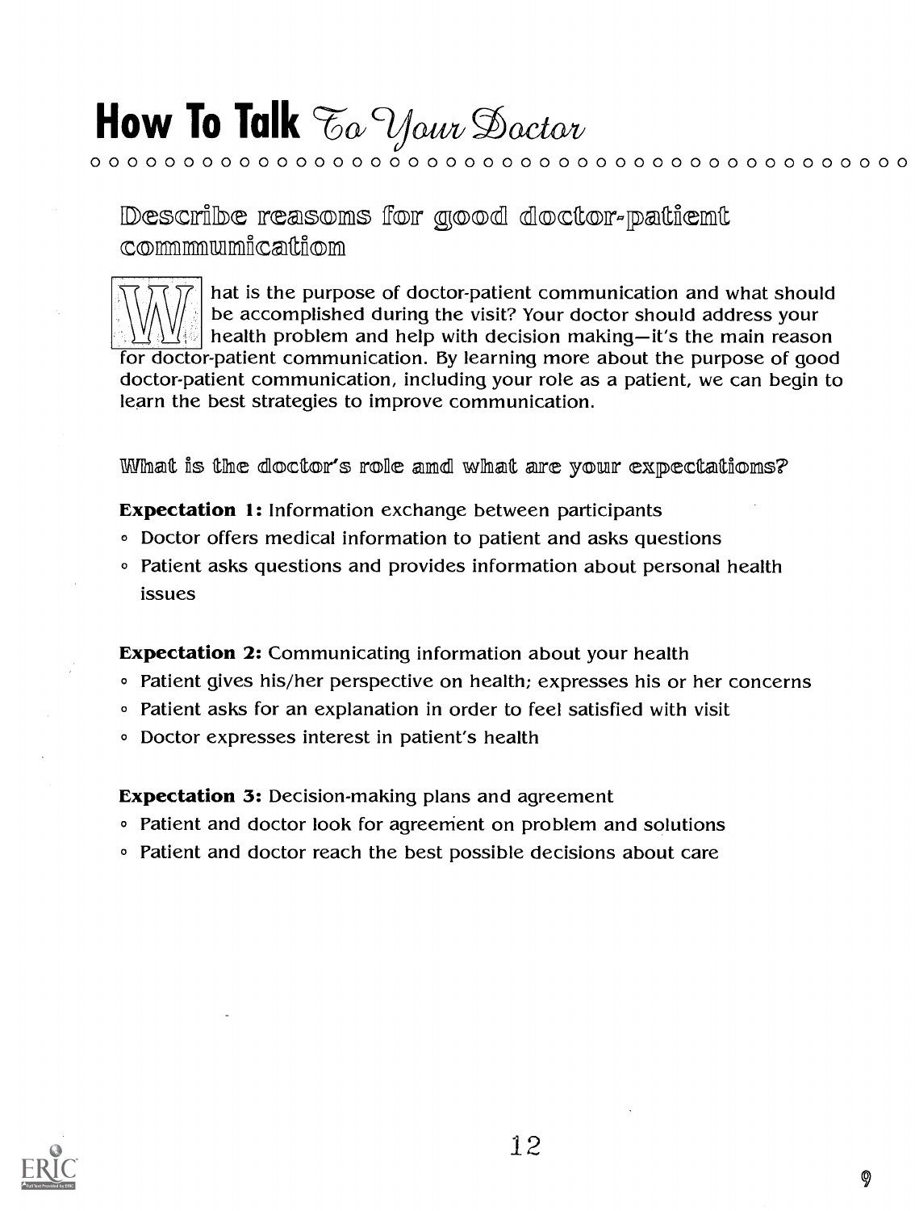# How To Talk To Your Doctor

## Describe reasons for good doctor-patient communication

What is the purpose of doctor-patient communication and what should be accomplished during the visit? Your doctor should address your health problem and help with decision making—it's the main reason for doctor-patient communication. By learning more about the purpose of good doctor-patient communication, including your role as a patient, we can begin to learn the best strategies to improve communication.

### What is the doctor's role and what are your expectations?

**Expectation 1:** Information exchange between participants

- Doctor offers medical information to patient and asks questions
- Patient asks questions and provides information about personal health issues

**Expectation 2:** Communicating information about your health

- Patient gives his/her perspective on health; expresses his or her concerns
- Patient asks for an explanation in order to feel satisfied with visit
- Doctor expresses interest in patient's health

**Expectation 3:** Decision-making plans and agreement

- Patient and doctor look for agreement on problem and solutions
- Patient and doctor reach the best possible decisions about care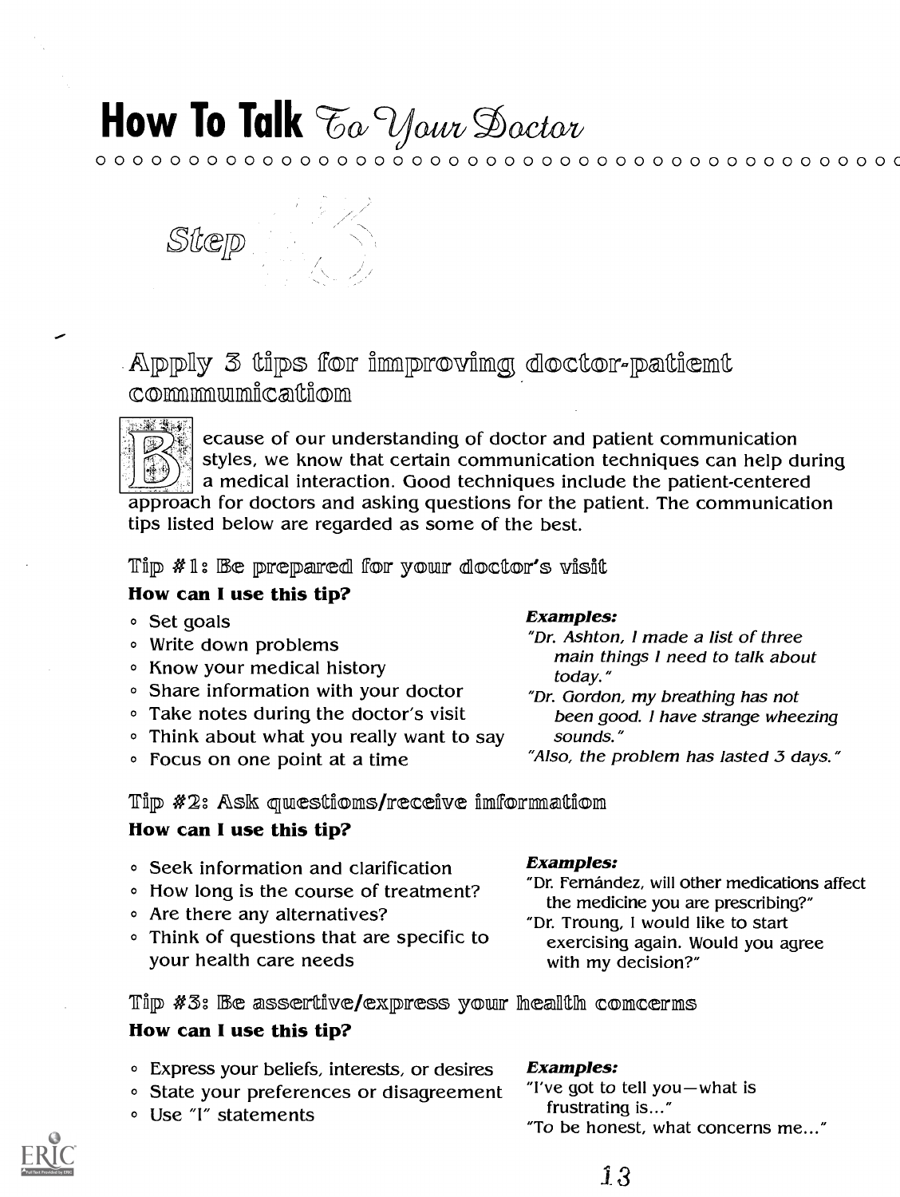# How To Talk To Your Doctor

## Step 3

## Apply 3 tips for improving doctor-patient communication

Because of our understanding of doctor and patient communication styles, we know that certain communication techniques can help during a medical interaction. Good techniques include the patient-centered approach for doctors and asking questions for the patient. The communication tips listed below are regarded as some of the best.

### Tip #1: Be prepared for your doctor's visit

**How can I use this tip?**

- Set goals
- Write down problems
- Know your medical history
- Share information with your doctor
- Take notes during the doctor's visit
- Think about what you really want to say
- Focus on one point at a time

***Examples:***

*"Dr. Ashton, I made a list of three main things I need to talk about today."*

*"Dr. Gordon, my breathing has not been good. I have strange wheezing sounds."*

*"Also, the problem has lasted 3 days."*

### Tip #2: Ask questions/receive information

**How can I use this tip?**

- Seek information and clarification
- How long is the course of treatment?
- Are there any alternatives?
- Think of questions that are specific to your health care needs

***Examples:***

"Dr. Fernández, will other medications affect the medicine you are prescribing?"

"Dr. Troung, I would like to start exercising again. Would you agree with my decision?"

### Tip #3: Be assertive/express your health concerns

**How can I use this tip?**

- Express your beliefs, interests, or desires
- State your preferences or disagreement
- Use "I" statements

***Examples:***

"I've got to tell you—what is frustrating is..."

"To be honest, what concerns me..."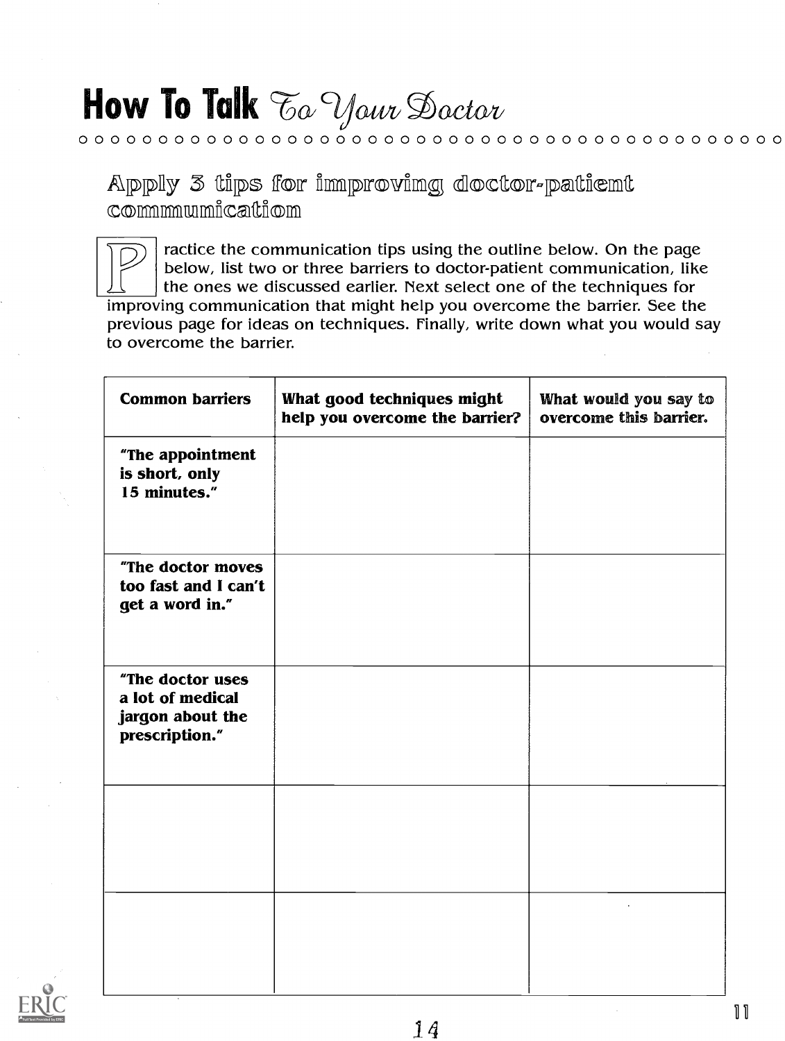# How To Talk To Your Doctor

## Apply 3 tips for improving doctor-patient communication

Practice the communication tips using the outline below. On the page below, list two or three barriers to doctor-patient communication, like the ones we discussed earlier. Next select one of the techniques for improving communication that might help you overcome the barrier. See the previous page for ideas on techniques. Finally, write down what you would say to overcome the barrier.

| Common barriers | What good techniques might help you overcome the barrier? | What would you say to overcome this barrier. |
|---|---|---|
| "The appointment is short, only 15 minutes." | | |
| "The doctor moves too fast and I can't get a word in." | | |
| "The doctor uses a lot of medical jargon about the prescription." | | |
| | | |
| | | |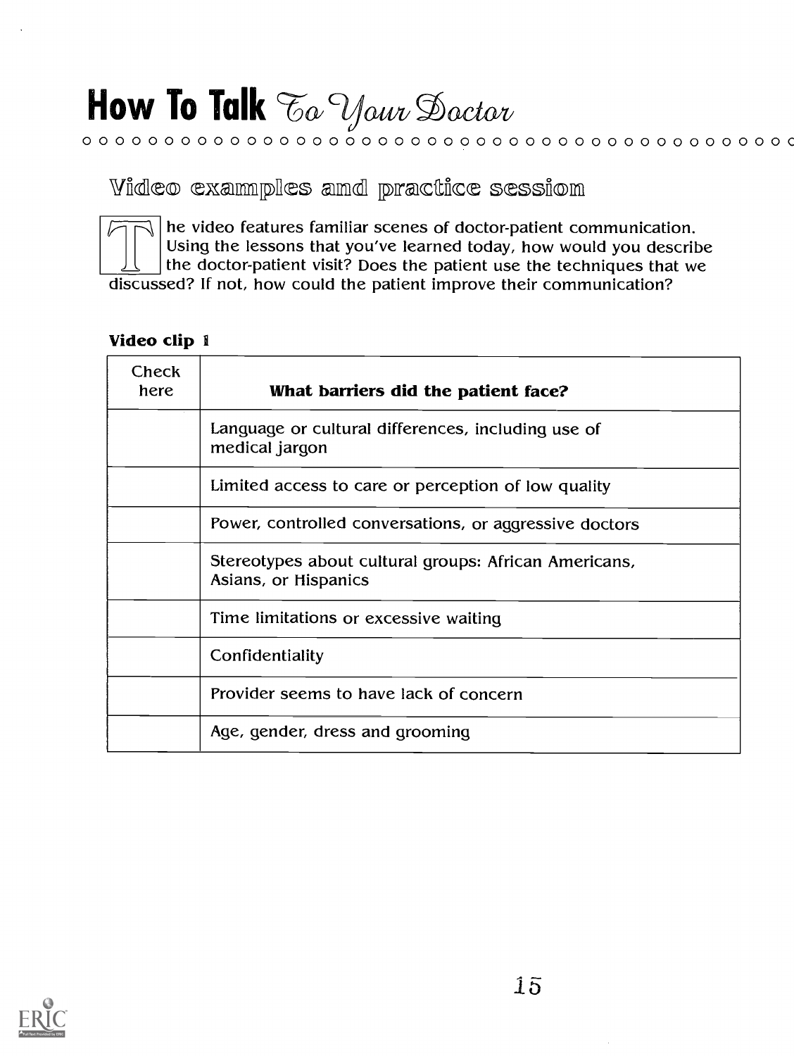# How To Talk To Your Doctor

## Video examples and practice session

The video features familiar scenes of doctor-patient communication. Using the lessons that you've learned today, how would you describe the doctor-patient visit? Does the patient use the techniques that we discussed? If not, how could the patient improve their communication?

**Video clip 1**

| Check here | **What barriers did the patient face?** |
|---|---|
| | Language or cultural differences, including use of medical jargon |
| | Limited access to care or perception of low quality |
| | Power, controlled conversations, or aggressive doctors |
| | Stereotypes about cultural groups: African Americans, Asians, or Hispanics |
| | Time limitations or excessive waiting |
| | Confidentiality |
| | Provider seems to have lack of concern |
| | Age, gender, dress and grooming |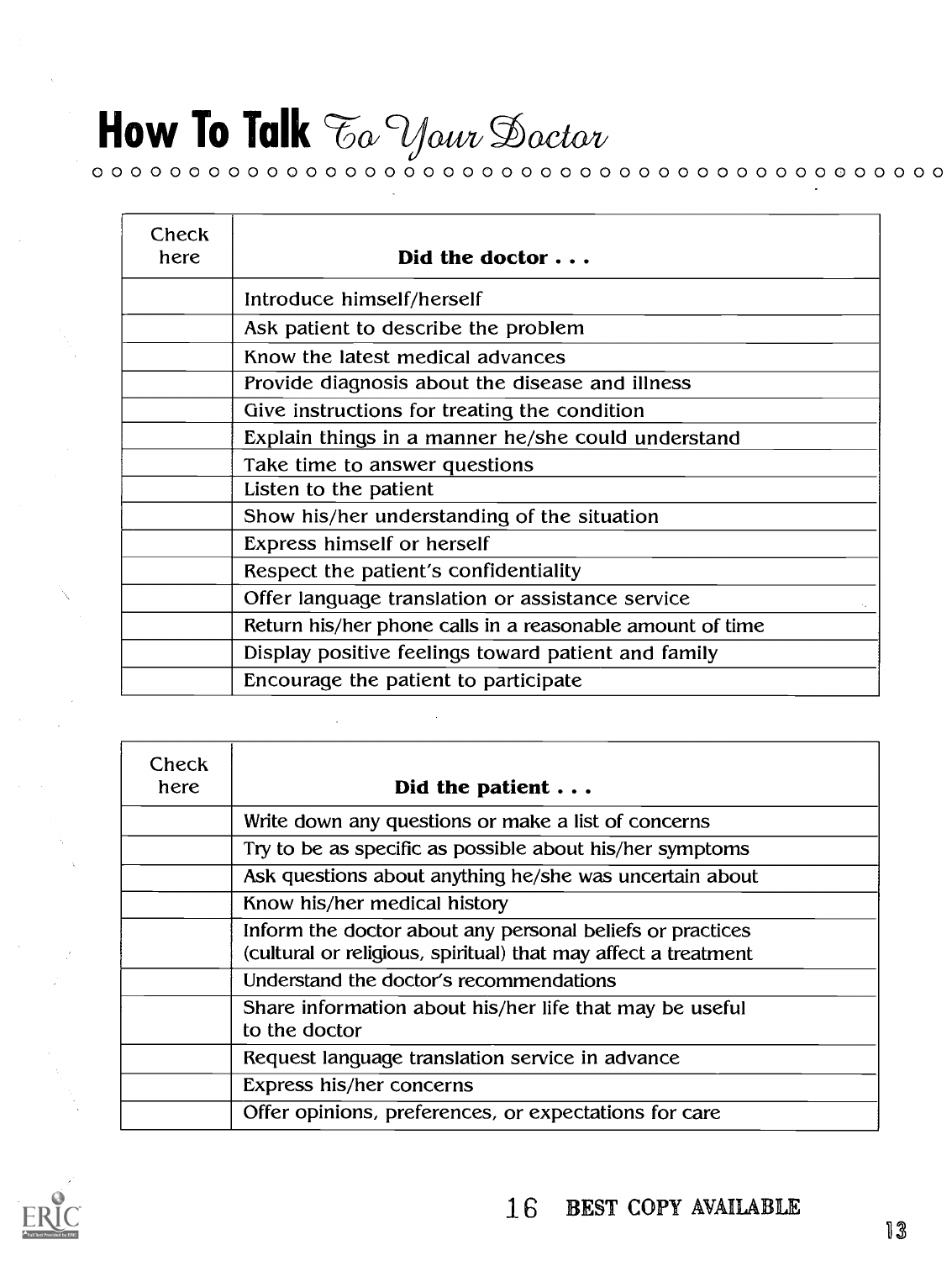# How To Talk To Your Doctor

| Check here | Did the doctor . . . |
| --- | --- |
| | Introduce himself/herself |
| | Ask patient to describe the problem |
| | Know the latest medical advances |
| | Provide diagnosis about the disease and illness |
| | Give instructions for treating the condition |
| | Explain things in a manner he/she could understand |
| | Take time to answer questions |
| | Listen to the patient |
| | Show his/her understanding of the situation |
| | Express himself or herself |
| | Respect the patient's confidentiality |
| | Offer language translation or assistance service |
| | Return his/her phone calls in a reasonable amount of time |
| | Display positive feelings toward patient and family |
| | Encourage the patient to participate |

| Check here | Did the patient . . . |
| --- | --- |
| | Write down any questions or make a list of concerns |
| | Try to be as specific as possible about his/her symptoms |
| | Ask questions about anything he/she was uncertain about |
| | Know his/her medical history |
| | Inform the doctor about any personal beliefs or practices (cultural or religious, spiritual) that may affect a treatment |
| | Understand the doctor's recommendations |
| | Share information about his/her life that may be useful to the doctor |
| | Request language translation service in advance |
| | Express his/her concerns |
| | Offer opinions, preferences, or expectations for care |

BEST COPY AVAILABLE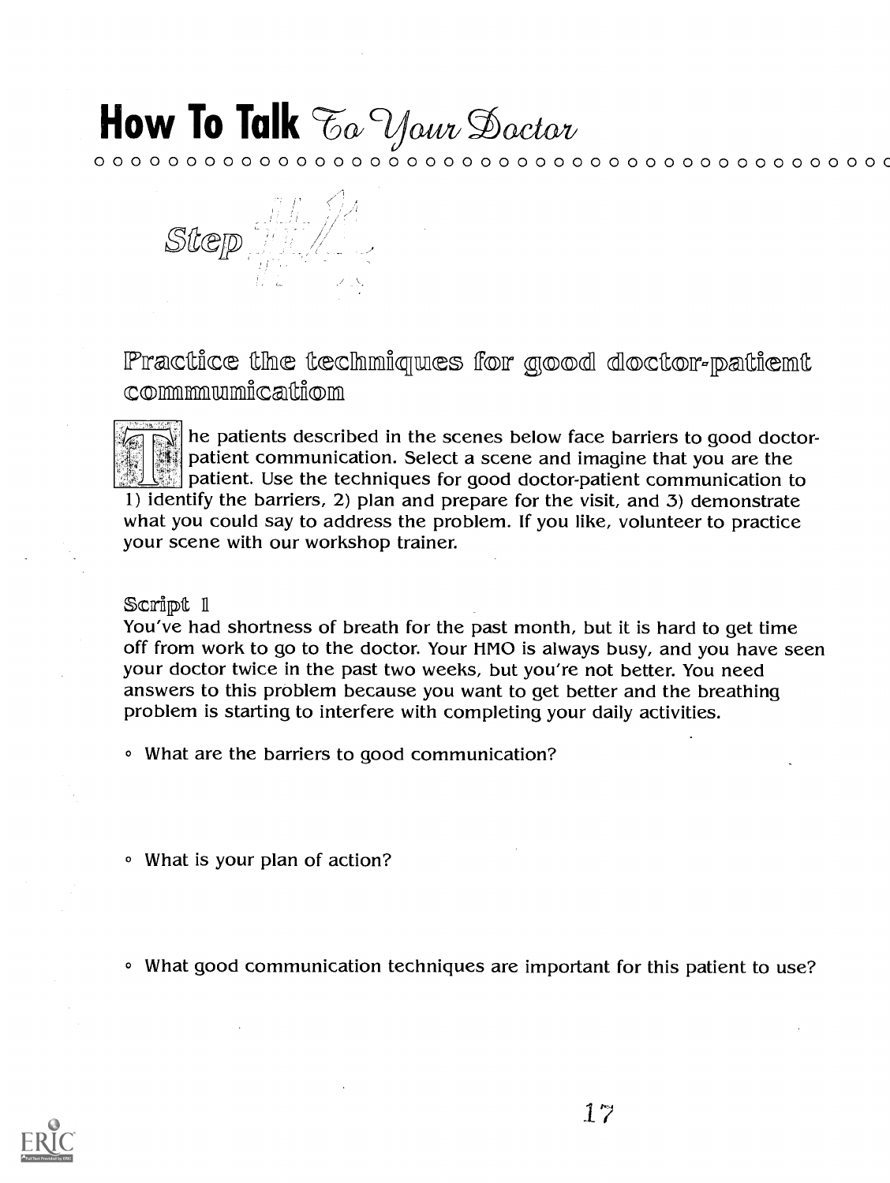# How To Talk To Your Doctor

## Step #4

### Practice the techniques for good doctor-patient communication

The patients described in the scenes below face barriers to good doctor-patient communication. Select a scene and imagine that you are the patient. Use the techniques for good doctor-patient communication to 1) identify the barriers, 2) plan and prepare for the visit, and 3) demonstrate what you could say to address the problem. If you like, volunteer to practice your scene with our workshop trainer.

#### Script 1

You've had shortness of breath for the past month, but it is hard to get time off from work to go to the doctor. Your HMO is always busy, and you have seen your doctor twice in the past two weeks, but you're not better. You need answers to this problem because you want to get better and the breathing problem is starting to interfere with completing your daily activities.

- What are the barriers to good communication?

- What is your plan of action?

- What good communication techniques are important for this patient to use?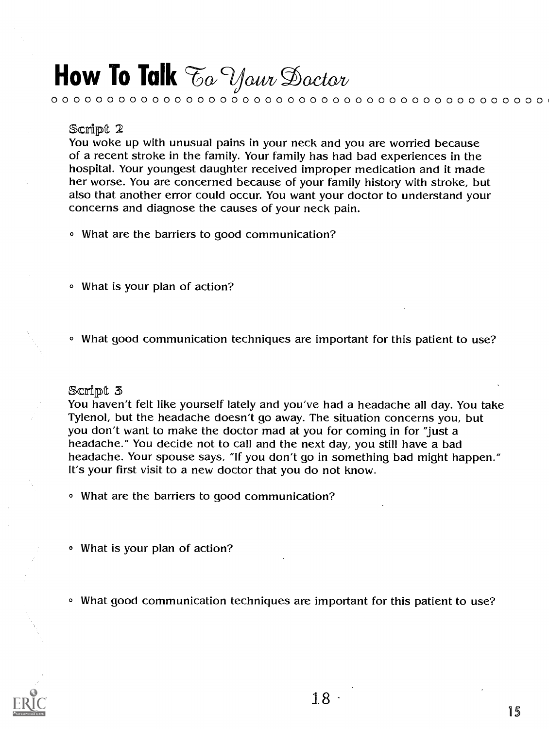# How To Talk To Your Doctor

### Script 2

You woke up with unusual pains in your neck and you are worried because of a recent stroke in the family. Your family has had bad experiences in the hospital. Your youngest daughter received improper medication and it made her worse. You are concerned because of your family history with stroke, but also that another error could occur. You want your doctor to understand your concerns and diagnose the causes of your neck pain.

- What are the barriers to good communication?

- What is your plan of action?

- What good communication techniques are important for this patient to use?

### Script 3

You haven't felt like yourself lately and you've had a headache all day. You take Tylenol, but the headache doesn't go away. The situation concerns you, but you don't want to make the doctor mad at you for coming in for "just a headache." You decide not to call and the next day, you still have a bad headache. Your spouse says, "If you don't go in something bad might happen." It's your first visit to a new doctor that you do not know.

- What are the barriers to good communication?

- What is your plan of action?

- What good communication techniques are important for this patient to use?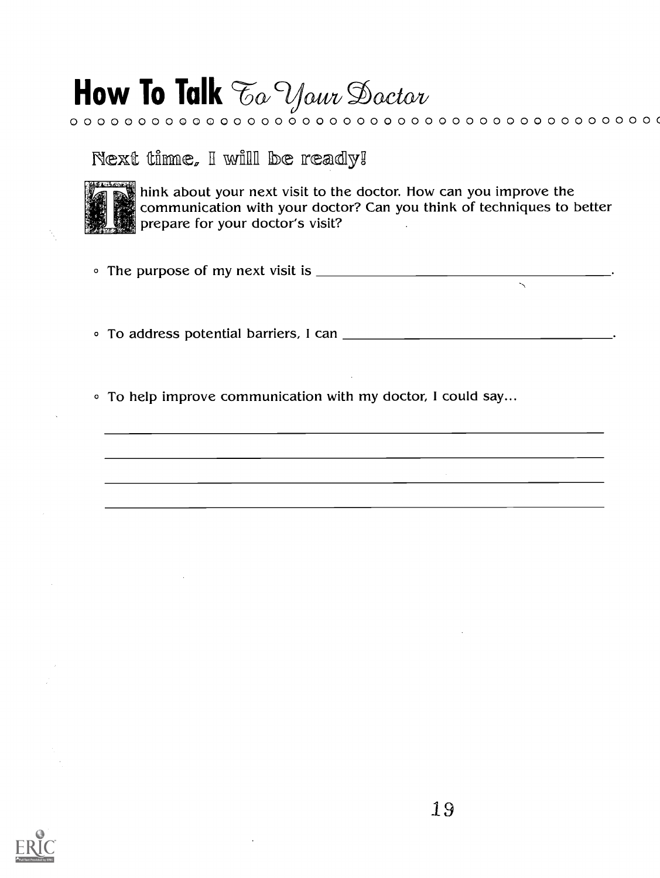# How To Talk *To Your Doctor*

## Next time, I will be ready!

Think about your next visit to the doctor. How can you improve the communication with your doctor? Can you think of techniques to better prepare for your doctor's visit?

- The purpose of my next visit is ________________________________________.

- To address potential barriers, I can ________________________________________.

- To help improve communication with my doctor, I could say...

________________________________________

________________________________________

________________________________________

________________________________________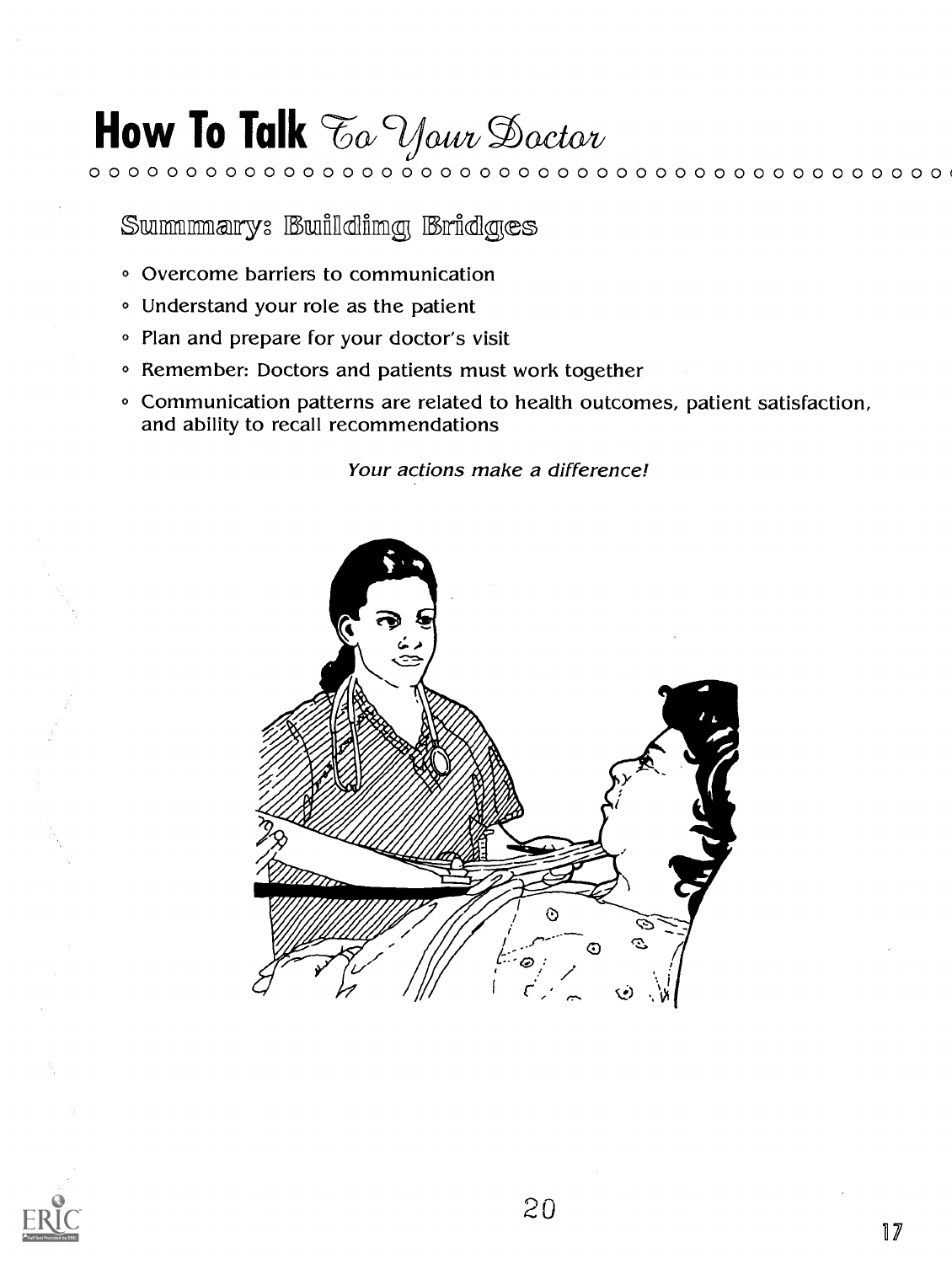# How To Talk To Your Doctor

## Summary: Building Bridges

- Overcome barriers to communication
- Understand your role as the patient
- Plan and prepare for your doctor's visit
- Remember: Doctors and patients must work together
- Communication patterns are related to health outcomes, patient satisfaction, and ability to recall recommendations

*Your actions make a difference!*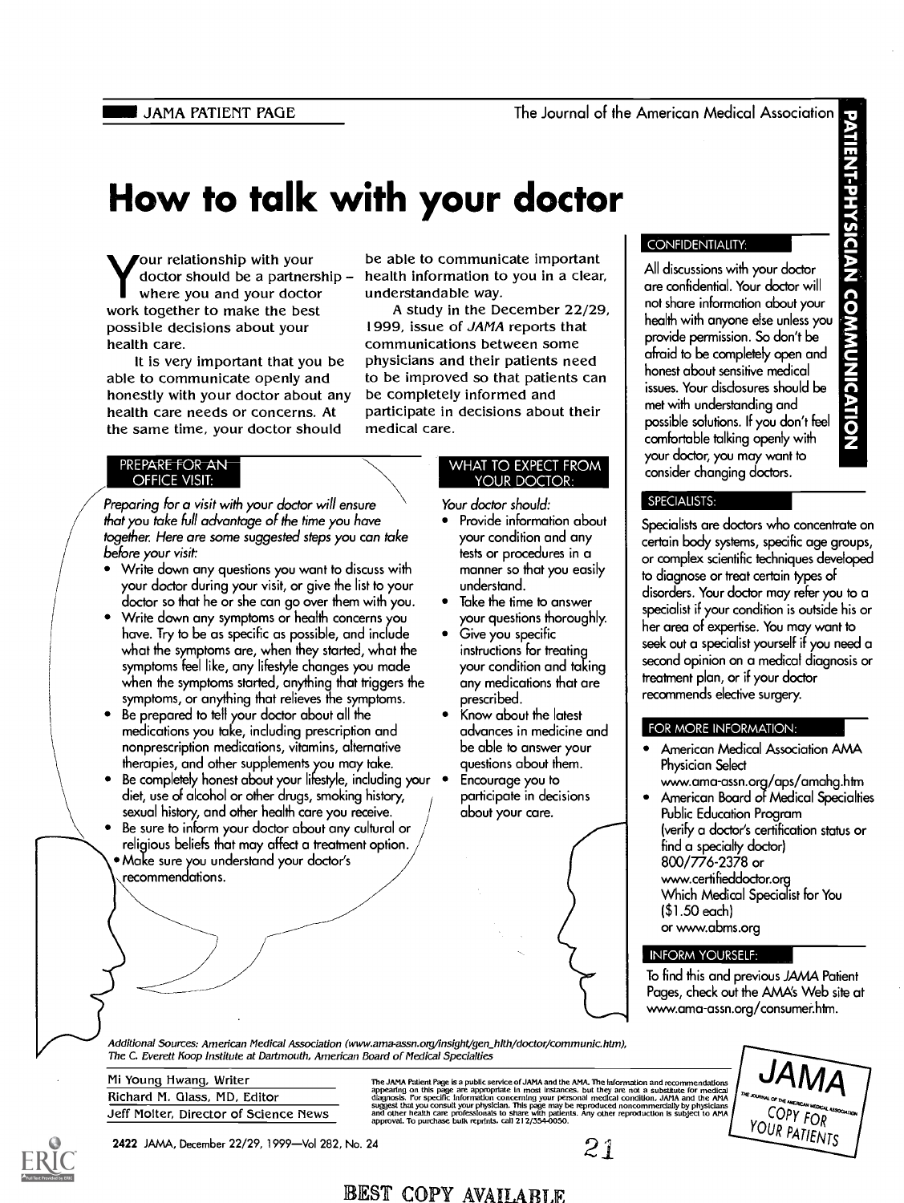JAMA PATIENT PAGE

The Journal of the American Medical Association

PATIENT-PHYSICIAN COMMUNICATION

# How to talk with your doctor

Your relationship with your doctor should be a partnership – where you and your doctor work together to make the best possible decisions about your health care.

It is very important that you be able to communicate openly and honestly with your doctor about any health care needs or concerns. At the same time, your doctor should be able to communicate important health information to you in a clear, understandable way.

A study in the December 22/29, 1999, issue of *JAMA* reports that communications between some physicians and their patients need to be improved so that patients can be completely informed and participate in decisions about their medical care.

## PREPARE FOR AN OFFICE VISIT:

*Preparing for a visit with your doctor will ensure that you take full advantage of the time you have together. Here are some suggested steps you can take before your visit:*

- Write down any questions you want to discuss with your doctor during your visit, or give the list to your doctor so that he or she can go over them with you.
- Write down any symptoms or health concerns you have. Try to be as specific as possible, and include what the symptoms are, when they started, what the symptoms feel like, any lifestyle changes you made when the symptoms started, anything that triggers the symptoms, or anything that relieves the symptoms.
- Be prepared to tell your doctor about all the medications you take, including prescription and nonprescription medications, vitamins, alternative therapies, and other supplements you may take.
- Be completely honest about your lifestyle, including your diet, use of alcohol or other drugs, smoking history, sexual history, and other health care you receive.
- Be sure to inform your doctor about any cultural or religious beliefs that may affect a treatment option.
- Make sure you understand your doctor's recommendations.

## WHAT TO EXPECT FROM YOUR DOCTOR:

*Your doctor should:*

- Provide information about your condition and any tests or procedures in a manner so that you easily understand.
- Take the time to answer your questions thoroughly.
- Give you specific instructions for treating your condition and taking any medications that are prescribed.
- Know about the latest advances in medicine and be able to answer your questions about them.
- Encourage you to participate in decisions about your care.

## CONFIDENTIALITY:

All discussions with your doctor are confidential. Your doctor will not share information about your health with anyone else unless you provide permission. So don't be afraid to be completely open and honest about sensitive medical issues. Your disclosures should be met with understanding and possible solutions. If you don't feel comfortable talking openly with your doctor, you may want to consider changing doctors.

## SPECIALISTS:

Specialists are doctors who concentrate on certain body systems, specific age groups, or complex scientific techniques developed to diagnose or treat certain types of disorders. Your doctor may refer you to a specialist if your condition is outside his or her area of expertise. You may want to seek out a specialist yourself if you need a second opinion on a medical diagnosis or treatment plan, or if your doctor recommends elective surgery.

## FOR MORE INFORMATION:

- American Medical Association AMA Physician Select
  www.ama-assn.org/aps/amahg.htm
- American Board of Medical Specialties Public Education Program
  (verify a doctor's certification status or find a specialty doctor)
  800/776-2378 or
  www.certifieddoctor.org
  Which Medical Specialist for You
  ($1.50 each)
  or www.abms.org

## INFORM YOURSELF:

To find this and previous *JAMA* Patient Pages, check out the AMA's Web site at www.ama-assn.org/consumer.htm.

*Additional Sources: American Medical Association (www.ama-assn.org/insight/gen_hlth/doctor/communic.htm), The C. Everett Koop Institute at Dartmouth, American Board of Medical Specialties*

Mi Young Hwang, Writer
Richard M. Glass, MD, Editor
Jeff Molter, Director of Science News

The JAMA Patient Page is a public service of JAMA and the AMA. The information and recommendations appearing on this page are appropriate in most instances, but they are not a substitute for medical diagnosis. For specific information concerning your personal medical condition, JAMA and the AMA suggest that you consult your physician. This page may be reproduced noncommercially by physicians and other health care professionals to share with patients. Any other reproduction is subject to AMA approval. To purchase bulk reprints, call 212/354-0050.

JAMA COPY FOR YOUR PATIENTS

BEST COPY AVAILABLE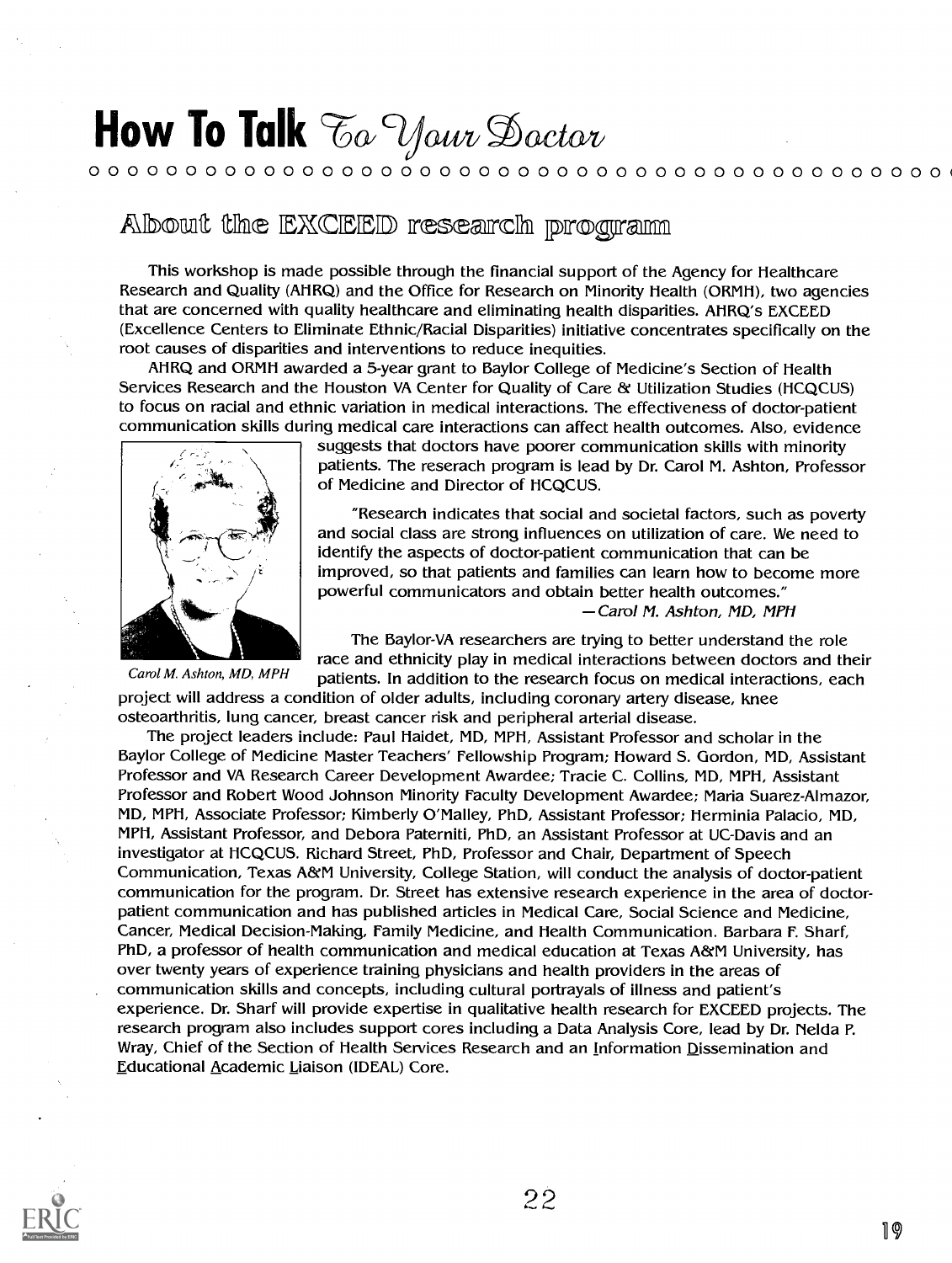# How To Talk To Your Doctor

## About the EXCEED research program

This workshop is made possible through the financial support of the Agency for Healthcare Research and Quality (AHRQ) and the Office for Research on Minority Health (ORMH), two agencies that are concerned with quality healthcare and eliminating health disparities. AHRQ's EXCEED (Excellence Centers to Eliminate Ethnic/Racial Disparities) initiative concentrates specifically on the root causes of disparities and interventions to reduce inequities.

AHRQ and ORMH awarded a 5-year grant to Baylor College of Medicine's Section of Health Services Research and the Houston VA Center for Quality of Care & Utilization Studies (HCQCUS) to focus on racial and ethnic variation in medical interactions. The effectiveness of doctor-patient communication skills during medical care interactions can affect health outcomes. Also, evidence suggests that doctors have poorer communication skills with minority patients. The reserach program is lead by Dr. Carol M. Ashton, Professor of Medicine and Director of HCQCUS.

*Carol M. Ashton, MD, MPH*

"Research indicates that social and societal factors, such as poverty and social class are strong influences on utilization of care. We need to identify the aspects of doctor-patient communication that can be improved, so that patients and families can learn how to become more powerful communicators and obtain better health outcomes."

—*Carol M. Ashton, MD, MPH*

The Baylor-VA researchers are trying to better understand the role race and ethnicity play in medical interactions between doctors and their patients. In addition to the research focus on medical interactions, each project will address a condition of older adults, including coronary artery disease, knee osteoarthritis, lung cancer, breast cancer risk and peripheral arterial disease.

The project leaders include: Paul Haidet, MD, MPH, Assistant Professor and scholar in the Baylor College of Medicine Master Teachers' Fellowship Program; Howard S. Gordon, MD, Assistant Professor and VA Research Career Development Awardee; Tracie C. Collins, MD, MPH, Assistant Professor and Robert Wood Johnson Minority Faculty Development Awardee; Maria Suarez-Almazor, MD, MPH, Associate Professor; Kimberly O'Malley, PhD, Assistant Professor; Herminia Palacio, MD, MPH, Assistant Professor, and Debora Paterniti, PhD, an Assistant Professor at UC-Davis and an investigator at HCQCUS. Richard Street, PhD, Professor and Chair, Department of Speech Communication, Texas A&M University, College Station, will conduct the analysis of doctor-patient communication for the program. Dr. Street has extensive research experience in the area of doctor-patient communication and has published articles in Medical Care, Social Science and Medicine, Cancer, Medical Decision-Making, Family Medicine, and Health Communication. Barbara F. Sharf, PhD, a professor of health communication and medical education at Texas A&M University, has over twenty years of experience training physicians and health providers in the areas of communication skills and concepts, including cultural portrayals of illness and patient's experience. Dr. Sharf will provide expertise in qualitative health research for EXCEED projects. The research program also includes support cores including a Data Analysis Core, lead by Dr. Nelda P. Wray, Chief of the Section of Health Services Research and an Information Dissemination and Educational Academic Liaison (IDEAL) Core.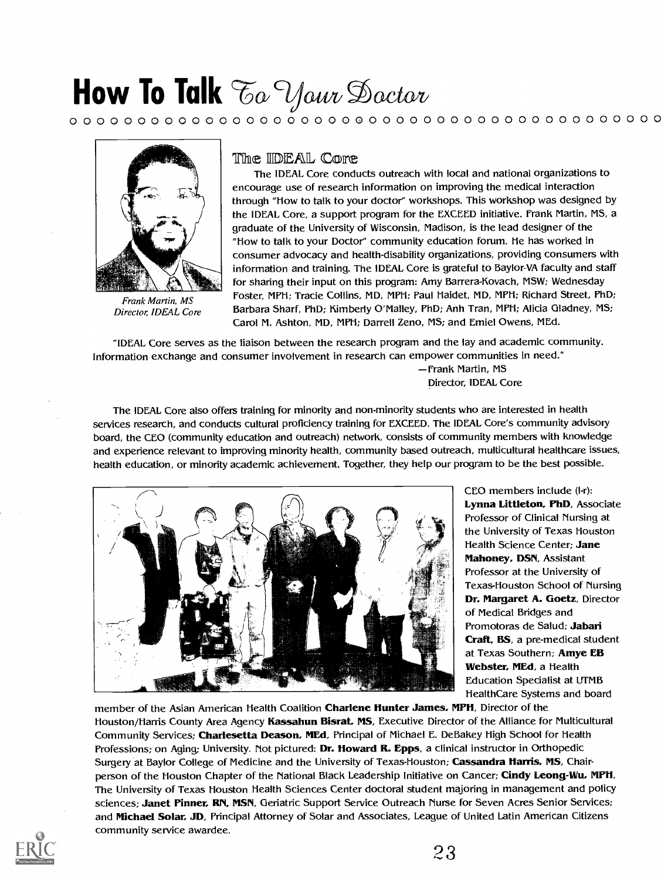# How To Talk To Your Doctor

Frank Martin, MS
Director, IDEAL Core

## The IDEAL Core

The IDEAL Core conducts outreach with local and national organizations to encourage use of research information on improving the medical interaction through "How to talk to your doctor" workshops. This workshop was designed by the IDEAL Core, a support program for the EXCEED initiative. Frank Martin, MS, a graduate of the University of Wisconsin, Madison, is the lead designer of the "How to talk to your Doctor" community education forum. He has worked in consumer advocacy and health-disability organizations, providing consumers with information and training. The IDEAL Core is grateful to Baylor-VA faculty and staff for sharing their input on this program: Amy Barrera-Kovach, MSW; Wednesday Foster, MPH; Tracie Collins, MD, MPH; Paul Haidet, MD, MPH; Richard Street, PhD; Barbara Sharf, PhD; Kimberly O'Malley, PhD; Anh Tran, MPH; Alicia Gladney, MS; Carol M. Ashton, MD, MPH; Darrell Zeno, MS; and Emiel Owens, MEd.

"IDEAL Core serves as the liaison between the research program and the lay and academic community. Information exchange and consumer involvement in research can empower communities in need."

—Frank Martin, MS
Director, IDEAL Core

The IDEAL Core also offers training for minority and non-minority students who are interested in health services research, and conducts cultural proficiency training for EXCEED. The IDEAL Core's community advisory board, the CEO (community education and outreach) network, consists of community members with knowledge and experience relevant to improving minority health, community based outreach, multicultural healthcare issues, health education, or minority academic achievement. Together, they help our program to be the best possible.

CEO members include (l-r): **Lynna Littleton, PhD**, Associate Professor of Clinical Nursing at the University of Texas Houston Health Science Center; **Jane Mahoney, DSN**, Assistant Professor at the University of Texas-Houston School of Nursing **Dr. Margaret A. Goetz**, Director of Medical Bridges and Promotoras de Salud; **Jabari Craft, BS**, a pre-medical student at Texas Southern; **Amye EB Webster, MEd**, a Health Education Specialist at UTMB HealthCare Systems and board member of the Asian American Health Coalition **Charlene Hunter James, MPH**, Director of the Houston/Harris County Area Agency **Kassahun Bisrat, MS**, Executive Director of the Alliance for Multicultural Community Services; **Charlesetta Deason, MEd**, Principal of Michael E. DeBakey High School for Health Professions; on Aging; University. Not pictured: **Dr. Howard R. Epps**, a clinical instructor in Orthopedic Surgery at Baylor College of Medicine and the University of Texas-Houston; **Cassandra Harris, MS**, Chair-person of the Houston Chapter of the National Black Leadership Initiative on Cancer; **Cindy Leong-Wu, MPH**, The University of Texas Houston Health Sciences Center doctoral student majoring in management and policy sciences; **Janet Pinner, RN, MSN**, Geriatric Support Service Outreach Nurse for Seven Acres Senior Services; and **Michael Solar, JD**, Principal Attorney of Solar and Associates, League of United Latin American Citizens community service awardee.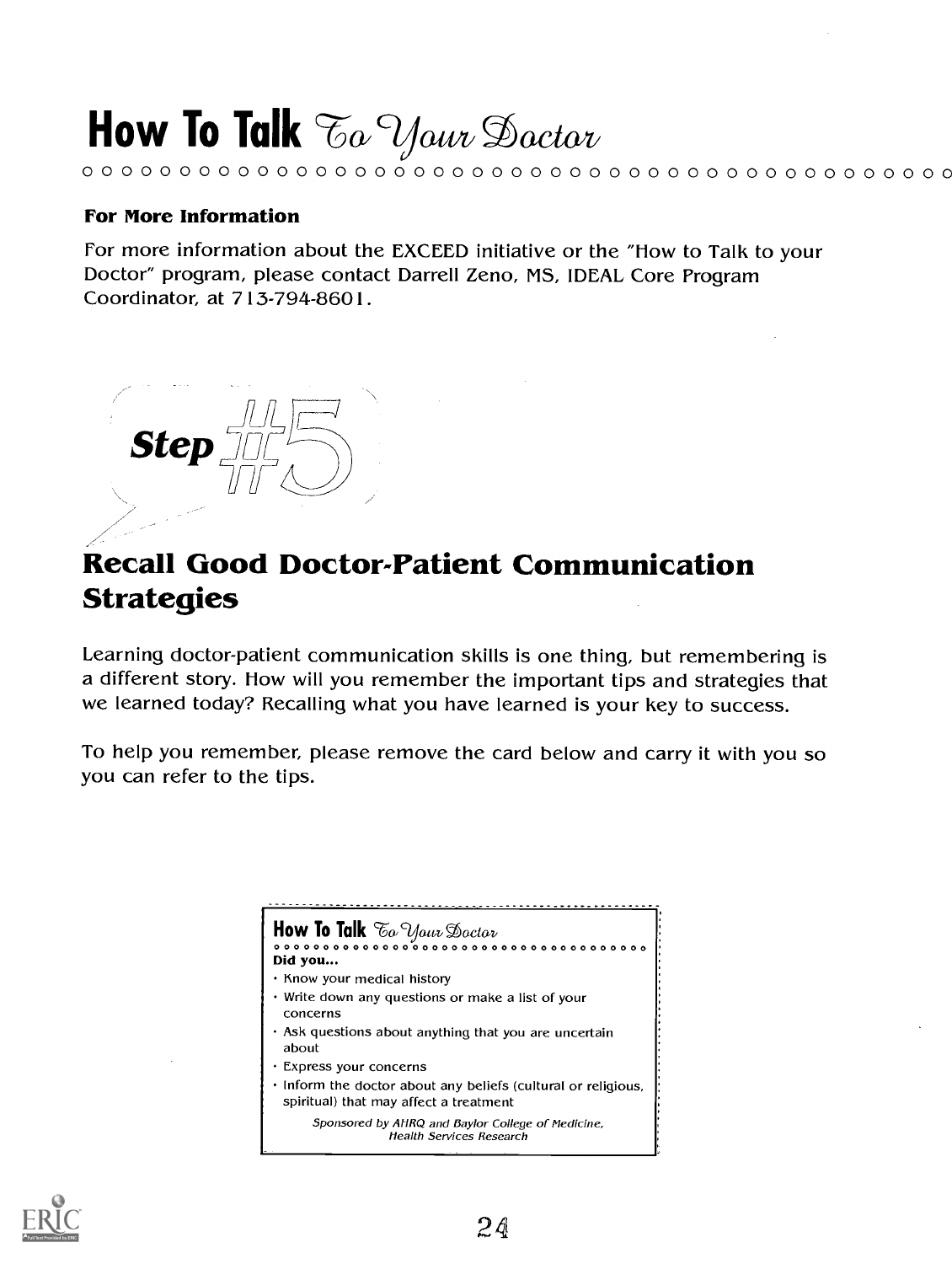# How To Talk To Your Doctor

**For More Information**

For more information about the EXCEED initiative or the "How to Talk to your Doctor" program, please contact Darrell Zeno, MS, IDEAL Core Program Coordinator, at 713-794-8601.

## Step #5

## Recall Good Doctor-Patient Communication Strategies

Learning doctor-patient communication skills is one thing, but remembering is a different story. How will you remember the important tips and strategies that we learned today? Recalling what you have learned is your key to success.

To help you remember, please remove the card below and carry it with you so you can refer to the tips.

---

**How To Talk To Your Doctor**

**Did you...**

- Know your medical history
- Write down any questions or make a list of your concerns
- Ask questions about anything that you are uncertain about
- Express your concerns
- Inform the doctor about any beliefs (cultural or religious, spiritual) that may affect a treatment

*Sponsored by AHRQ and Baylor College of Medicine, Health Services Research*

---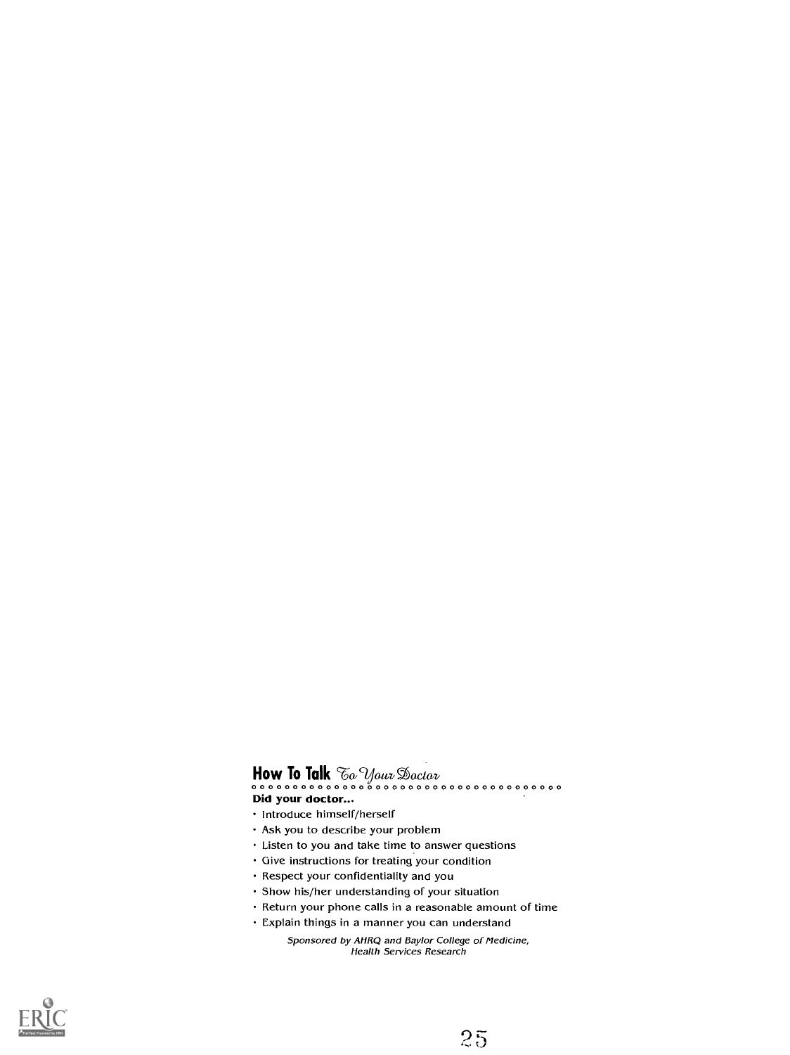## How To Talk *To Your Doctor*

**Did your doctor...**

- Introduce himself/herself
- Ask you to describe your problem
- Listen to you and take time to answer questions
- Give instructions for treating your condition
- Respect your confidentiality and you
- Show his/her understanding of your situation
- Return your phone calls in a reasonable amount of time
- Explain things in a manner you can understand

*Sponsored by AHRQ and Baylor College of Medicine, Health Services Research*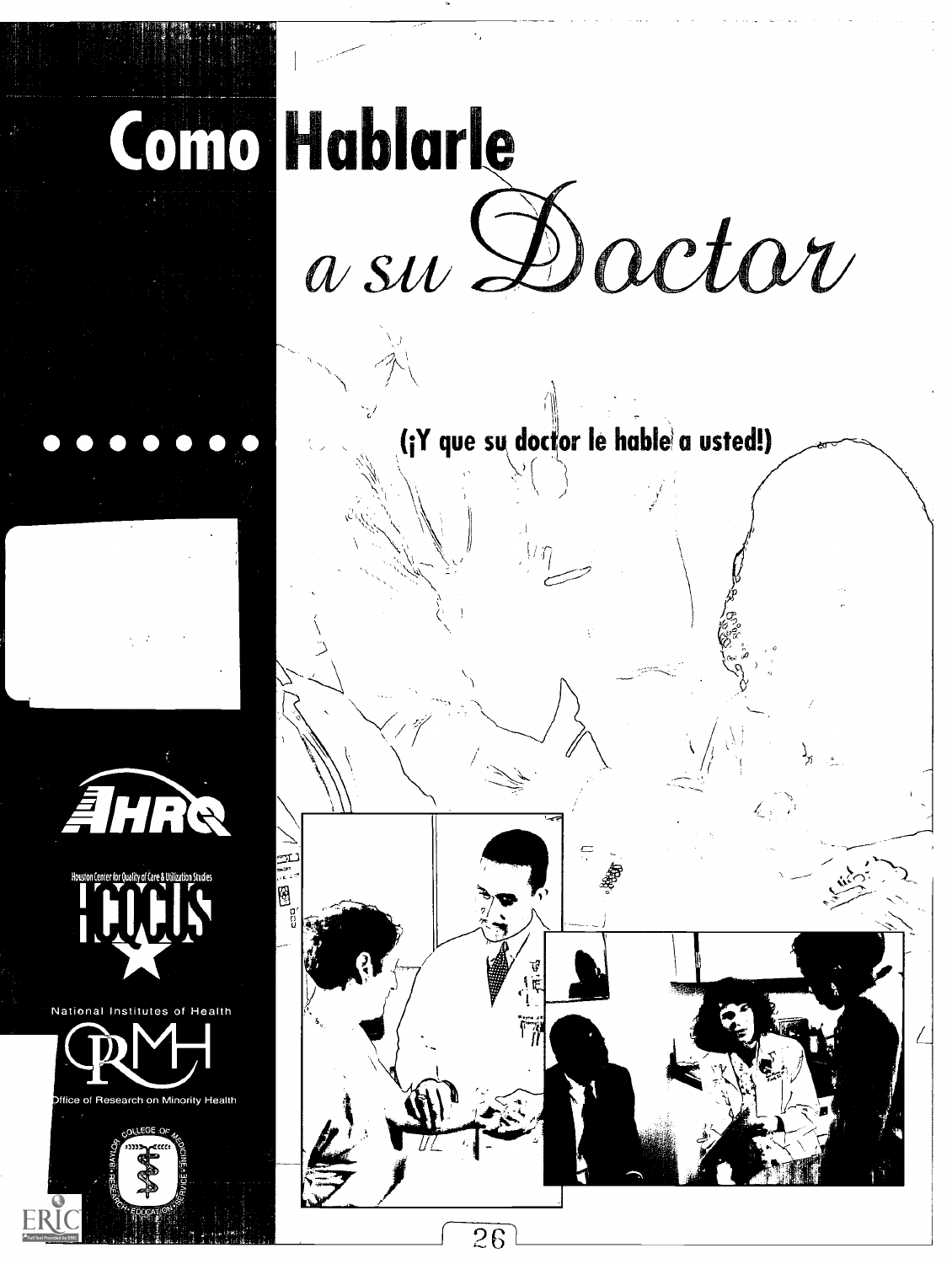# Como Hablarle a su Doctor

**(¡Y que su doctor le hable a usted!)**

Houston Center for Quality of Care & Utilization Studies

HCQCUS

National Institutes of Health

Office of Research on Minority Health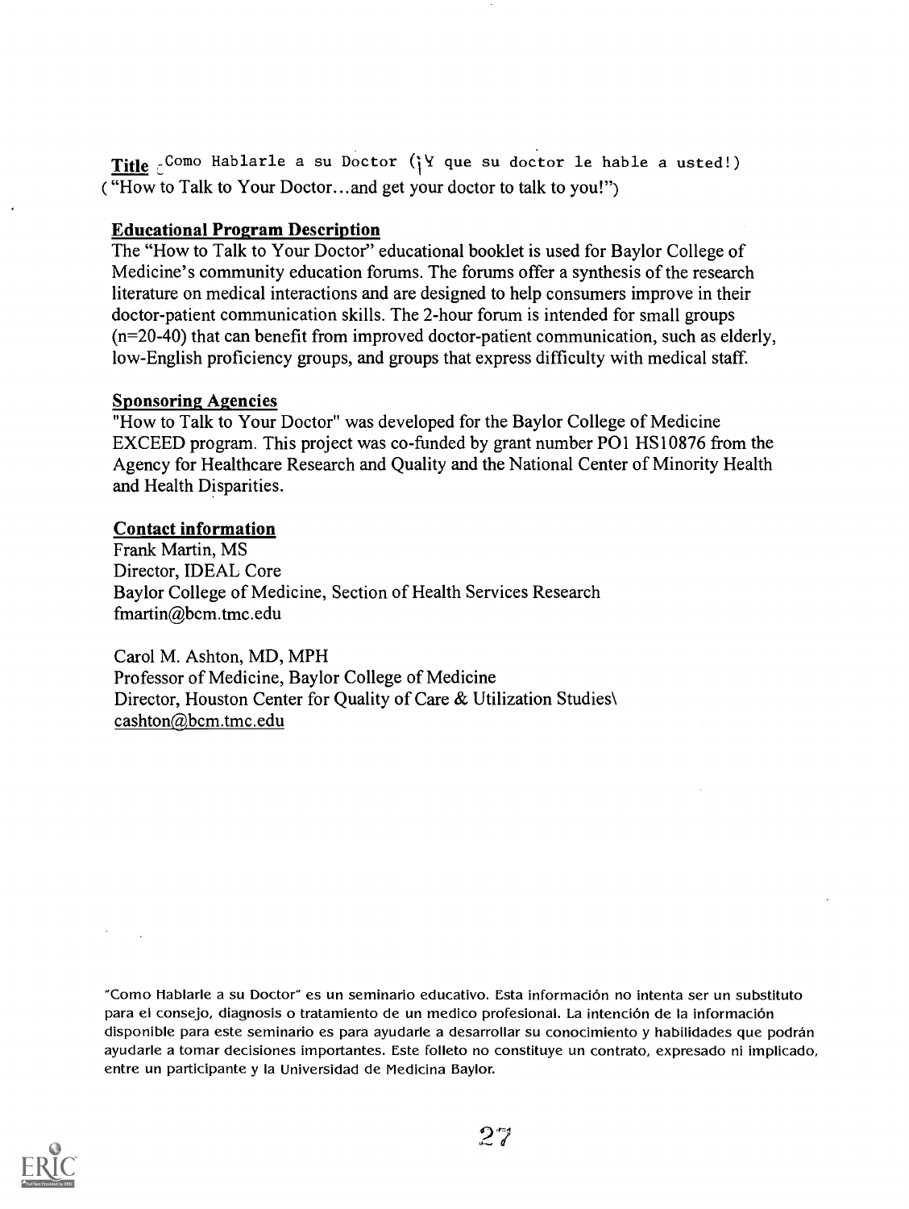**Title** ¿Como Hablarle a su Doctor (¡Y que su doctor le hable a usted!)
("How to Talk to Your Doctor…and get your doctor to talk to you!")

**Educational Program Description**

The "How to Talk to Your Doctor" educational booklet is used for Baylor College of Medicine's community education forums. The forums offer a synthesis of the research literature on medical interactions and are designed to help consumers improve in their doctor-patient communication skills. The 2-hour forum is intended for small groups (n=20-40) that can benefit from improved doctor-patient communication, such as elderly, low-English proficiency groups, and groups that express difficulty with medical staff.

**Sponsoring Agencies**

"How to Talk to Your Doctor" was developed for the Baylor College of Medicine EXCEED program. This project was co-funded by grant number PO1 HS10876 from the Agency for Healthcare Research and Quality and the National Center of Minority Health and Health Disparities.

**Contact information**

Frank Martin, MS
Director, IDEAL Core
Baylor College of Medicine, Section of Health Services Research
fmartin@bcm.tmc.edu

Carol M. Ashton, MD, MPH
Professor of Medicine, Baylor College of Medicine
Director, Houston Center for Quality of Care & Utilization Studies\
cashton@bcm.tmc.edu

"Como Hablarle a su Doctor" es un seminario educativo. Esta información no intenta ser un substituto para el consejo, diagnosis o tratamiento de un medico profesional. La intención de la información disponible para este seminario es para ayudarle a desarrollar su conocimiento y habilidades que podrán ayudarle a tomar decisiones importantes. Este folleto no constituye un contrato, expresado ni implicado, entre un participante y la Universidad de Medicina Baylor.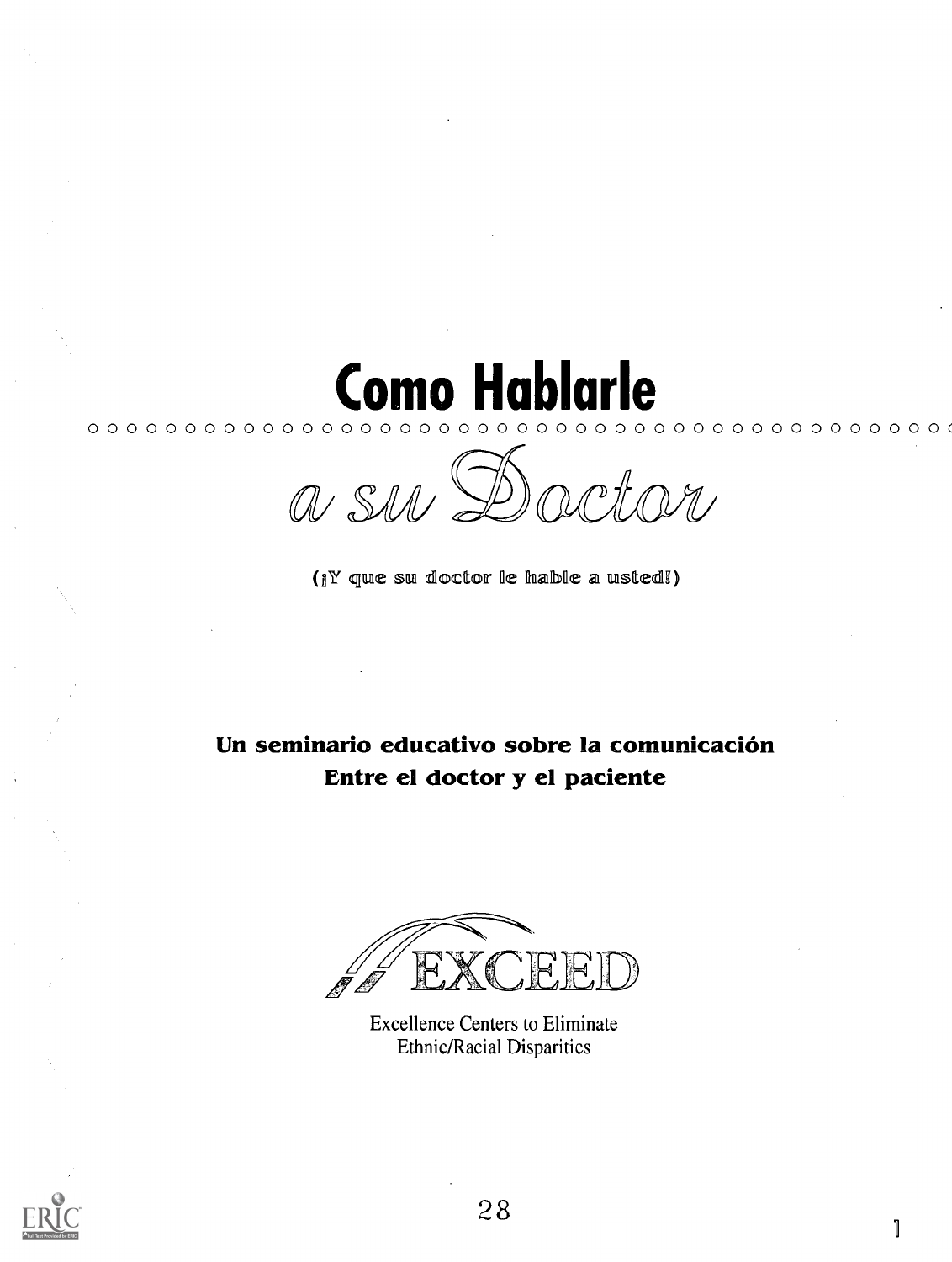# Como Hablarle

## a su Doctor

(¡Y que su doctor le hable a usted!)

**Un seminario educativo sobre la comunicación Entre el doctor y el paciente**

EXCEED

Excellence Centers to Eliminate Ethnic/Racial Disparities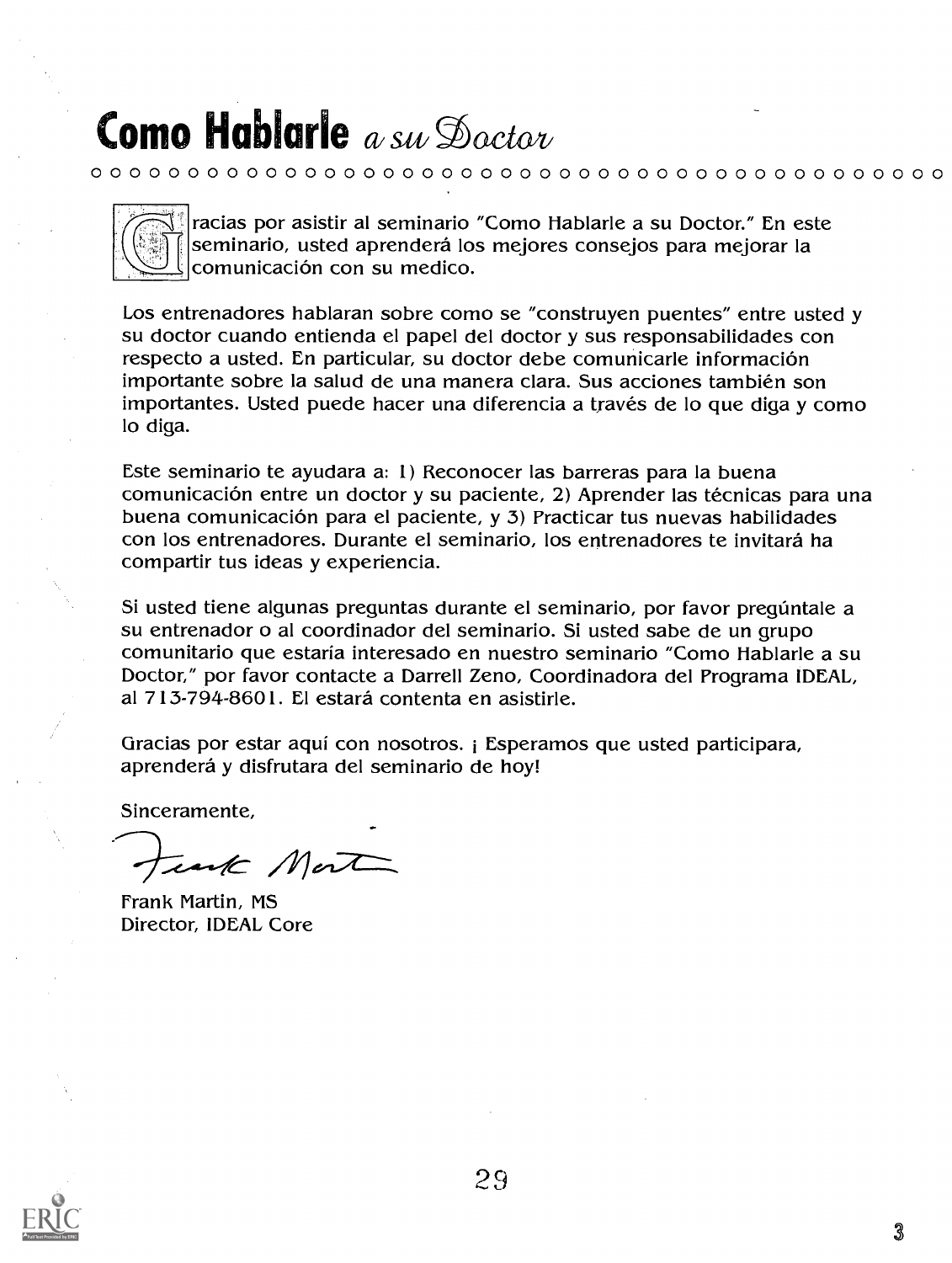# Como Hablarle *a su Doctor*

Gracias por asistir al seminario "Como Hablarle a su Doctor." En este seminario, usted aprenderá los mejores consejos para mejorar la comunicación con su medico.

Los entrenadores hablaran sobre como se "construyen puentes" entre usted y su doctor cuando entienda el papel del doctor y sus responsabilidades con respecto a usted. En particular, su doctor debe comunicarle información importante sobre la salud de una manera clara. Sus acciones también son importantes. Usted puede hacer una diferencia a través de lo que diga y como lo diga.

Este seminario te ayudara a: 1) Reconocer las barreras para la buena comunicación entre un doctor y su paciente, 2) Aprender las técnicas para una buena comunicación para el paciente, y 3) Practicar tus nuevas habilidades con los entrenadores. Durante el seminario, los entrenadores te invitará ha compartir tus ideas y experiencia.

Si usted tiene algunas preguntas durante el seminario, por favor pregúntale a su entrenador o al coordinador del seminario. Si usted sabe de un grupo comunitario que estaria interesado en nuestro seminario "Como Hablarle a su Doctor," por favor contacte a Darrell Zeno, Coordinadora del Programa IDEAL, al 713-794-8601. El estará contenta en asistirle.

Gracias por estar aquí con nosotros. ¡ Esperamos que usted participara, aprenderá y disfrutara del seminario de hoy!

Sinceramente,

Frank Martin, MS
Director, IDEAL Core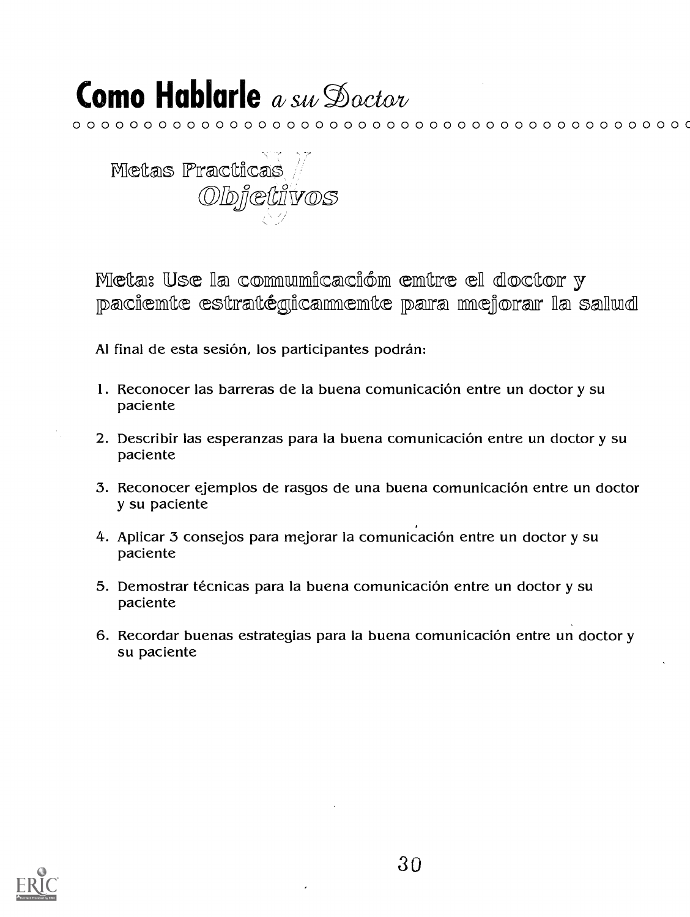# Como Hablarle *a su Doctor*

## Metas Practicas y Objetivos

### Meta: Use la comunicación entre el doctor y paciente estratégicamente para mejorar la salud

Al final de esta sesión, los participantes podrán:

1. Reconocer las barreras de la buena comunicación entre un doctor y su paciente
2. Describir las esperanzas para la buena comunicación entre un doctor y su paciente
3. Reconocer ejemplos de rasgos de una buena comunicación entre un doctor y su paciente
4. Aplicar 3 consejos para mejorar la comunicación entre un doctor y su paciente
5. Demostrar técnicas para la buena comunicación entre un doctor y su paciente
6. Recordar buenas estrategias para la buena comunicación entre un doctor y su paciente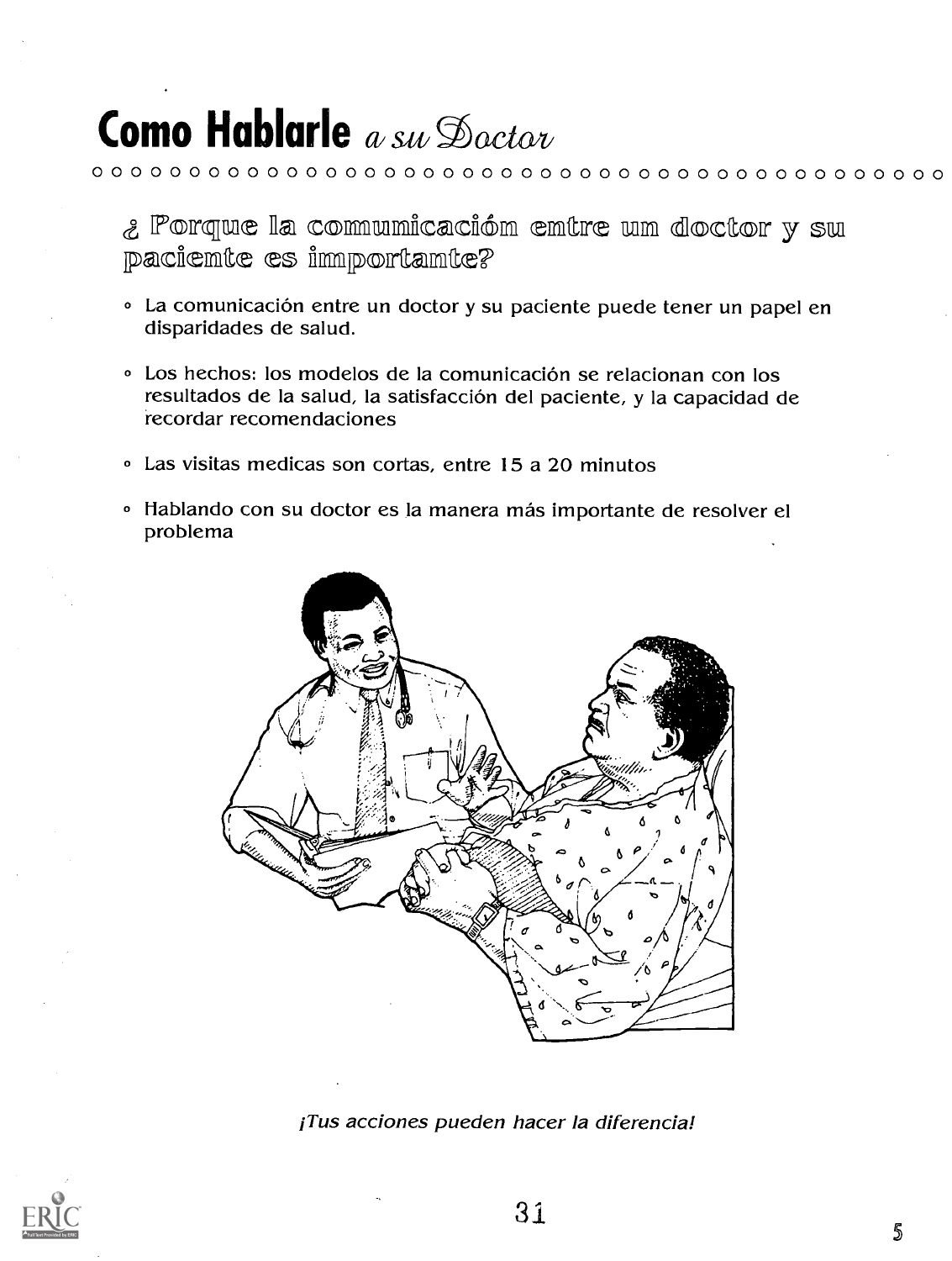# Como Hablarle *a su Doctor*

## ¿ Porque la comunicación entre un doctor y su paciente es importante?

- La comunicación entre un doctor y su paciente puede tener un papel en disparidades de salud.
- Los hechos: los modelos de la comunicación se relacionan con los resultados de la salud, la satisfacción del paciente, y la capacidad de recordar recomendaciones
- Las visitas medicas son cortas, entre 15 a 20 minutos
- Hablando con su doctor es la manera más importante de resolver el problema

*¡Tus acciones pueden hacer la diferencia!*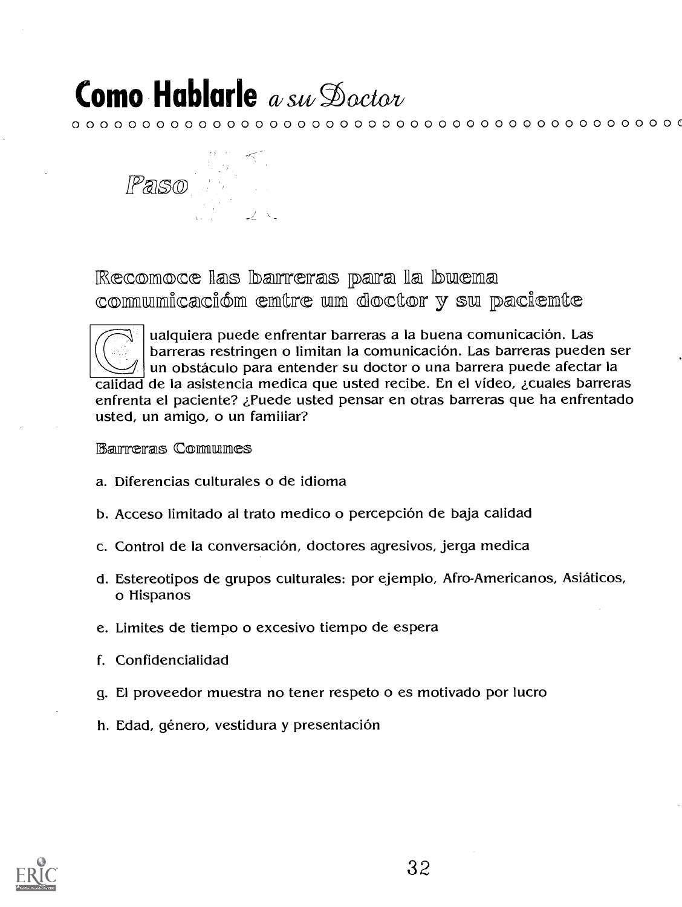# Como Hablarle *a su Doctor*

*Paso*

## Reconoce las barreras para la buena comunicación entre un doctor y su paciente

Cualquiera puede enfrentar barreras a la buena comunicación. Las barreras restringen o limitan la comunicación. Las barreras pueden ser un obstáculo para entender su doctor o una barrera puede afectar la calidad de la asistencia medica que usted recibe. En el vídeo, ¿cuales barreras enfrenta el paciente? ¿Puede usted pensar en otras barreras que ha enfrentado usted, un amigo, o un familiar?

### Barreras Comunes

a. Diferencias culturales o de idioma

b. Acceso limitado al trato medico o percepción de baja calidad

c. Control de la conversación, doctores agresivos, jerga medica

d. Estereotipos de grupos culturales: por ejemplo, Afro-Americanos, Asiáticos, o Hispanos

e. Limites de tiempo o excesivo tiempo de espera

f. Confidencialidad

g. El proveedor muestra no tener respeto o es motivado por lucro

h. Edad, género, vestidura y presentación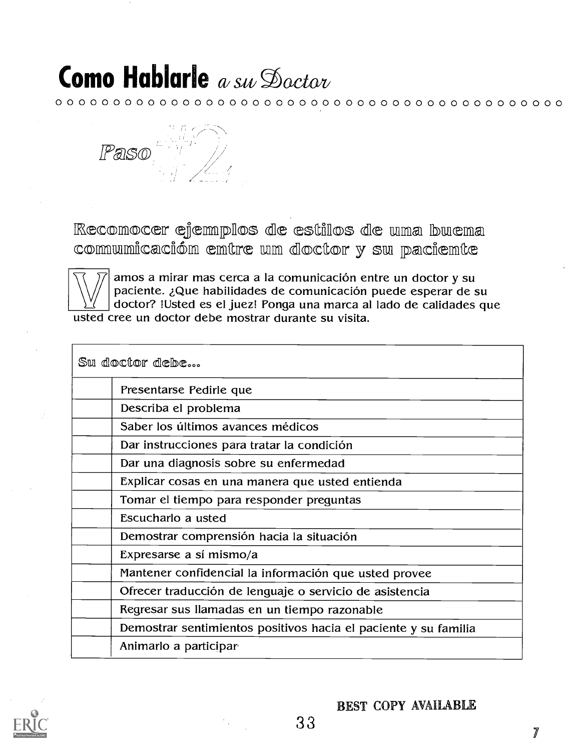# Como Hablarle *a su Doctor*

## Paso #2

### Reconocer ejemplos de estilos de una buena comunicación entre un doctor y su paciente

Vamos a mirar mas cerca a la comunicación entre un doctor y su paciente. ¿Que habilidades de comunicación puede esperar de su doctor? !Usted es el juez! Ponga una marca al lado de calidades que usted cree un doctor debe mostrar durante su visita.

| Su doctor debe... | |
|---|---|
| | Presentarse Pedirle que |
| | Describa el problema |
| | Saber los últimos avances médicos |
| | Dar instrucciones para tratar la condición |
| | Dar una diagnosis sobre su enfermedad |
| | Explicar cosas en una manera que usted entienda |
| | Tomar el tiempo para responder preguntas |
| | Escucharlo a usted |
| | Demostrar comprensión hacia la situación |
| | Expresarse a sí mismo/a |
| | Mantener confidencial la información que usted provee |
| | Ofrecer traducción de lenguaje o servicio de asistencia |
| | Regresar sus llamadas en un tiempo razonable |
| | Demostrar sentimientos positivos hacia el paciente y su familia |
| | Animarlo a participar |

BEST COPY AVAILABLE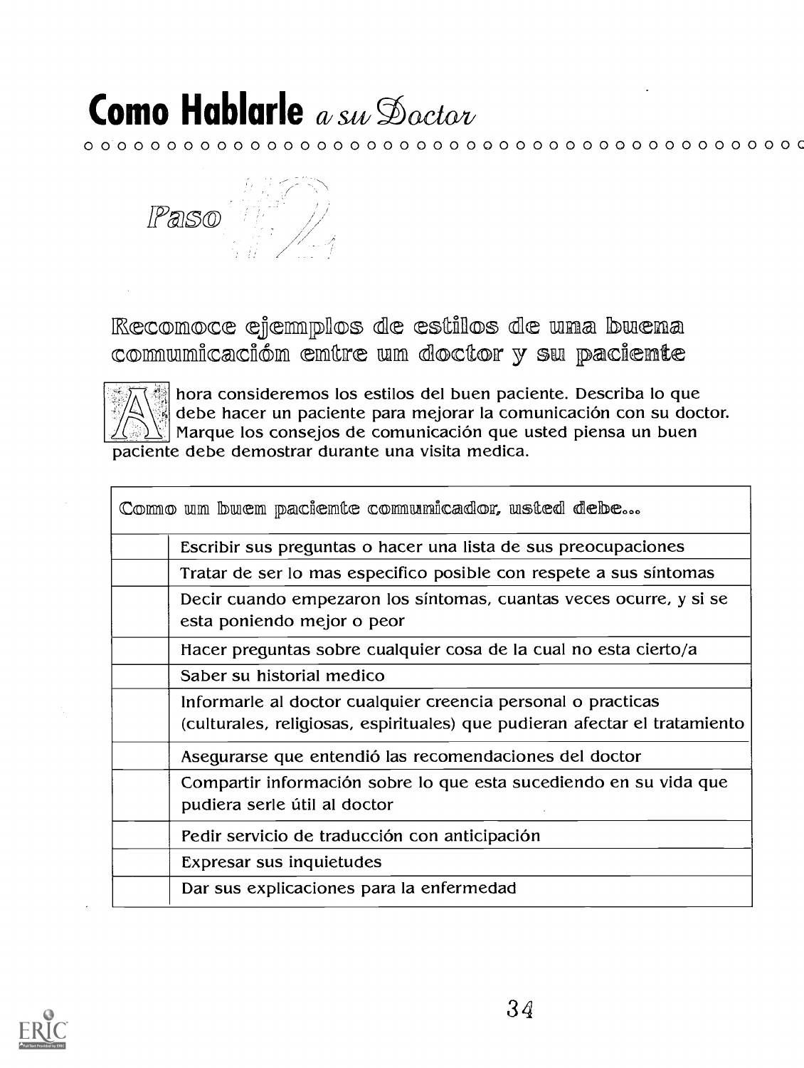# Como Hablarle *a su Doctor*

## Paso #2

### Reconoce ejemplos de estilos de una buena comunicación entre un doctor y su paciente

Ahora consideremos los estilos del buen paciente. Describa lo que debe hacer un paciente para mejorar la comunicación con su doctor. Marque los consejos de comunicación que usted piensa un buen paciente debe demostrar durante una visita medica.

| | Como un buen paciente comunicador, usted debe... |
|---|---|
| | Escribir sus preguntas o hacer una lista de sus preocupaciones |
| | Tratar de ser lo mas especifico posible con respete a sus síntomas |
| | Decir cuando empezaron los síntomas, cuantas veces ocurre, y si se esta poniendo mejor o peor |
| | Hacer preguntas sobre cualquier cosa de la cual no esta cierto/a |
| | Saber su historial medico |
| | Informarle al doctor cualquier creencia personal o practicas (culturales, religiosas, espirituales) que pudieran afectar el tratamiento |
| | Asegurarse que entendió las recomendaciones del doctor |
| | Compartir información sobre lo que esta sucediendo en su vida que pudiera serle útil al doctor |
| | Pedir servicio de traducción con anticipación |
| | Expresar sus inquietudes |
| | Dar sus explicaciones para la enfermedad |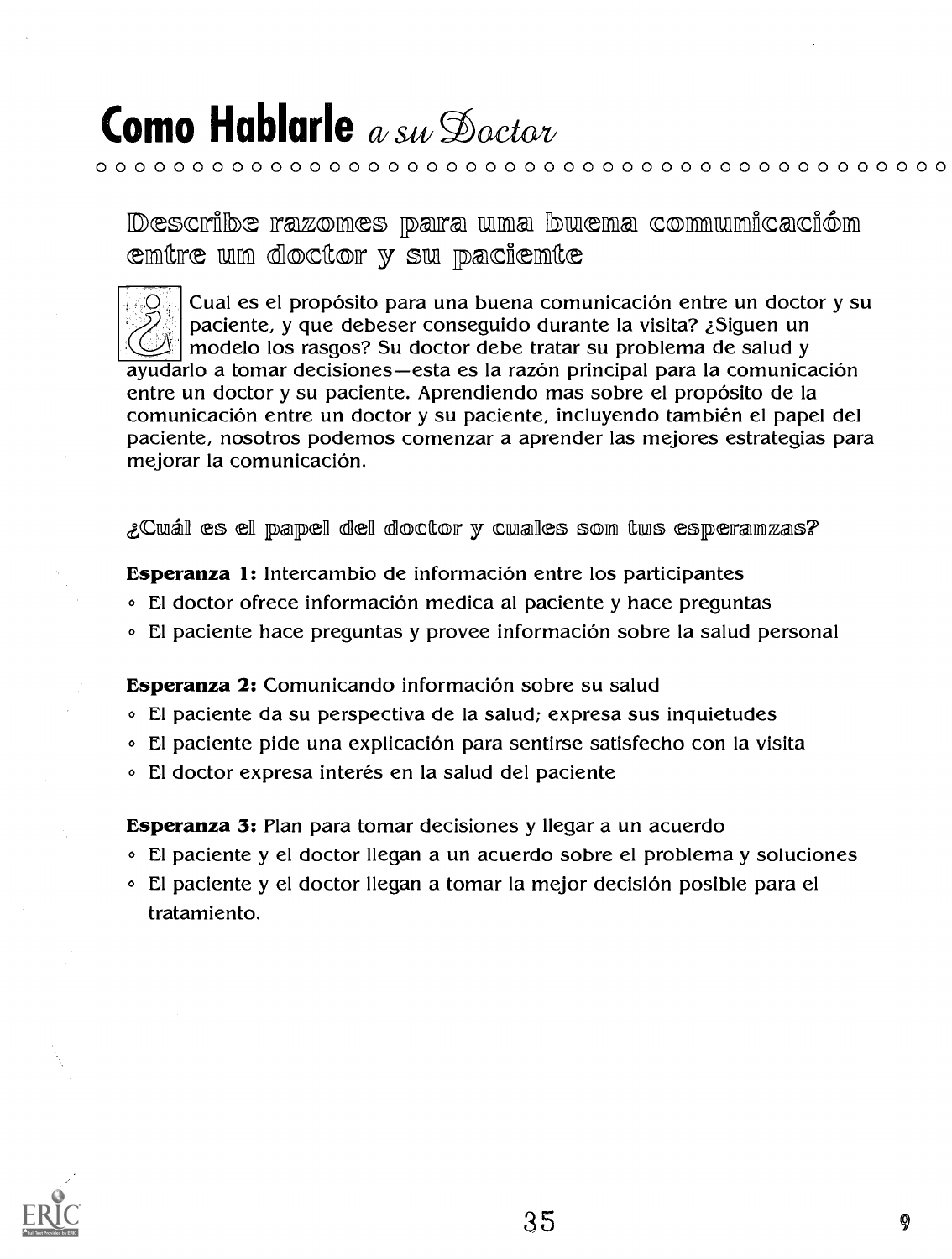# Como Hablarle *a su Doctor*

## Describe razones para una buena comunicación entre un doctor y su paciente

Cual es el propósito para una buena comunicación entre un doctor y su paciente, y que debeser conseguido durante la visita? ¿Siguen un modelo los rasgos? Su doctor debe tratar su problema de salud y ayudarlo a tomar decisiones—esta es la razón principal para la comunicación entre un doctor y su paciente. Aprendiendo mas sobre el propósito de la comunicación entre un doctor y su paciente, incluyendo también el papel del paciente, nosotros podemos comenzar a aprender las mejores estrategias para mejorar la comunicación.

### ¿Cuál es el papel del doctor y cuales son tus esperanzas?

**Esperanza 1:** Intercambio de información entre los participantes

- El doctor ofrece información medica al paciente y hace preguntas
- El paciente hace preguntas y provee información sobre la salud personal

**Esperanza 2:** Comunicando información sobre su salud

- El paciente da su perspectiva de la salud; expresa sus inquietudes
- El paciente pide una explicación para sentirse satisfecho con la visita
- El doctor expresa interés en la salud del paciente

**Esperanza 3:** Plan para tomar decisiones y llegar a un acuerdo

- El paciente y el doctor llegan a un acuerdo sobre el problema y soluciones
- El paciente y el doctor llegan a tomar la mejor decisión posible para el tratamiento.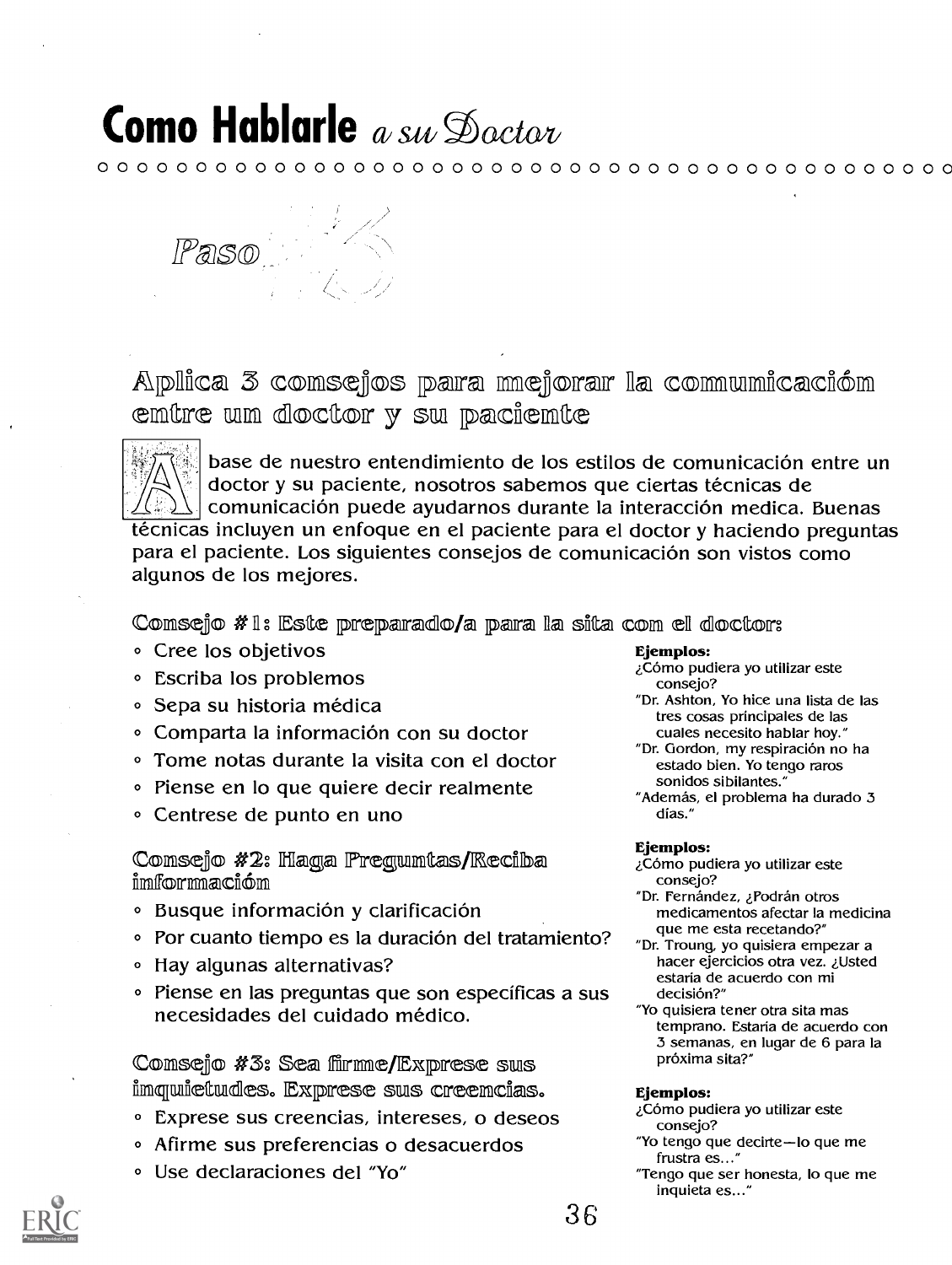# Como Hablarle *a su Doctor*

## Paso 3

## Aplica 3 consejos para mejorar la comunicación entre un doctor y su paciente

A base de nuestro entendimiento de los estilos de comunicación entre un doctor y su paciente, nosotros sabemos que ciertas técnicas de comunicación puede ayudarnos durante la interacción medica. Buenas técnicas incluyen un enfoque en el paciente para el doctor y haciendo preguntas para el paciente. Los siguientes consejos de comunicación son vistos como algunos de los mejores.

### Consejo #1: Este preparado/a para la sita con el doctor:

- Cree los objetivos
- Escriba los problemos
- Sepa su historia médica
- Comparta la información con su doctor
- Tome notas durante la visita con el doctor
- Piense en lo que quiere decir realmente
- Centrese de punto en uno

**Ejemplos:**
¿Cómo pudiera yo utilizar este consejo?
"Dr. Ashton, Yo hice una lista de las tres cosas principales de las cuales necesito hablar hoy."
"Dr. Gordon, my respiración no ha estado bien. Yo tengo raros sonidos sibilantes."
"Además, el problema ha durado 3 días."

### Consejo #2: Haga Preguntas/Reciba información

- Busque información y clarificación
- Por cuanto tiempo es la duración del tratamiento?
- Hay algunas alternativas?
- Piense en las preguntas que son específicas a sus necesidades del cuidado médico.

**Ejemplos:**
¿Cómo pudiera yo utilizar este consejo?
"Dr. Fernández, ¿Podrán otros medicamentos afectar la medicina que me esta recetando?"
"Dr. Troung, yo quisiera empezar a hacer ejercicios otra vez. ¿Usted estaria de acuerdo con mi decisión?"
"Yo quisiera tener otra sita mas temprano. Estaria de acuerdo con 3 semanas, en lugar de 6 para la próxima sita?"

### Consejo #3: Sea firme/Exprese sus inquietudes. Exprese sus creencias.

- Exprese sus creencias, intereses, o deseos
- Afirme sus preferencias o desacuerdos
- Use declaraciones del "Yo"

**Ejemplos:**
¿Cómo pudiera yo utilizar este consejo?
"Yo tengo que decirte—lo que me frustra es..."
"Tengo que ser honesta, lo que me inquieta es..."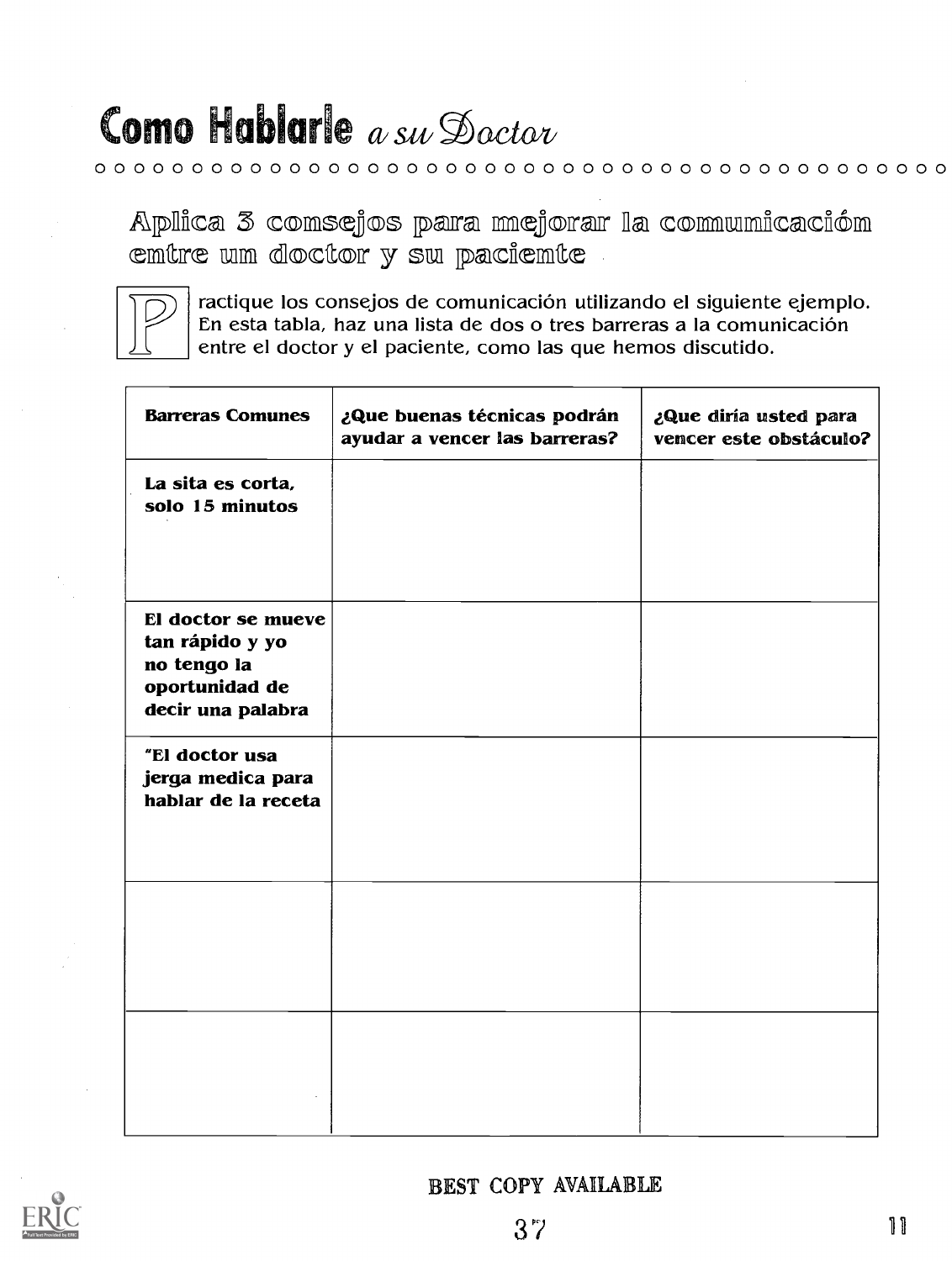# Como Hablarle *a su Doctor*

## Aplica 3 consejos para mejorar la comunicación entre un doctor y su paciente

Practique los consejos de comunicación utilizando el siguiente ejemplo. En esta tabla, haz una lista de dos o tres barreras a la comunicación entre el doctor y el paciente, como las que hemos discutido.

| Barreras Comunes | ¿Que buenas técnicas podrán ayudar a vencer las barreras? | ¿Que diría usted para vencer este obstáculo? |
|---|---|---|
| La sita es corta, solo 15 minutos | | |
| El doctor se mueve tan rápido y yo no tengo la oportunidad de decir una palabra | | |
| "El doctor usa jerga medica para hablar de la receta | | |
| | | |
| | | |

BEST COPY AVAILABLE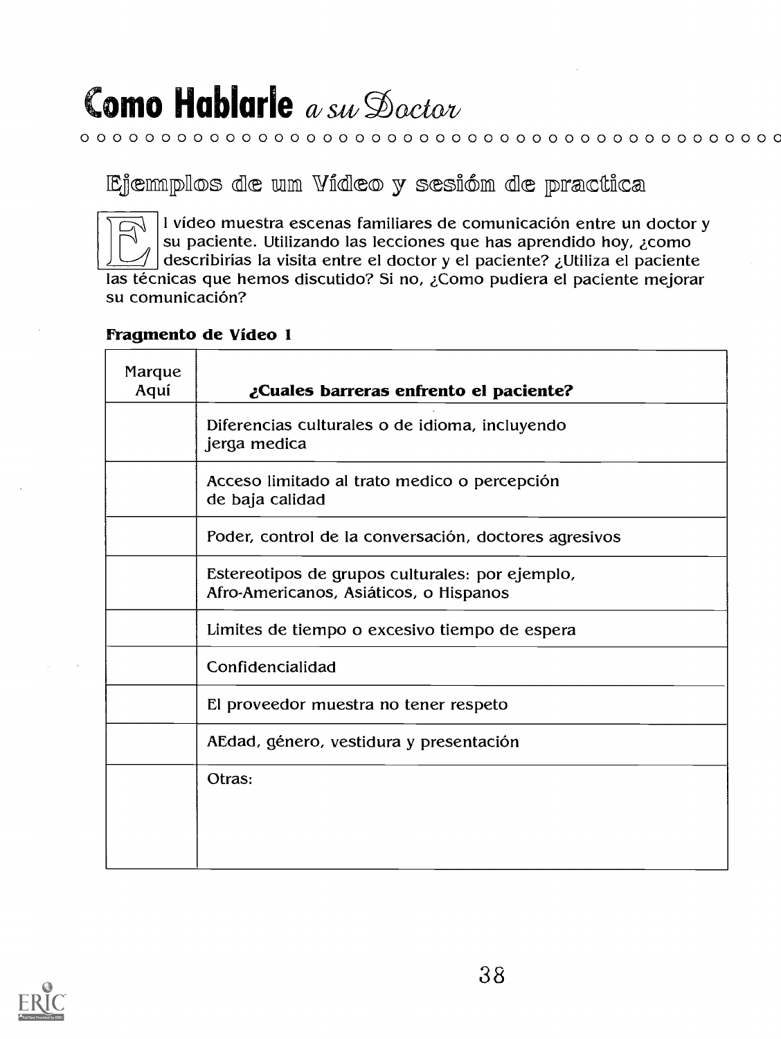# Como Hablarle *a su Doctor*

## Ejemplos de um Vídeo y sesión de practica

El vídeo muestra escenas familiares de comunicación entre un doctor y su paciente. Utilizando las lecciones que has aprendido hoy, ¿como describirías la visita entre el doctor y el paciente? ¿Utiliza el paciente las técnicas que hemos discutido? Si no, ¿Como pudiera el paciente mejorar su comunicación?

**Fragmento de Vídeo 1**

| Marque Aquí | **¿Cuales barreras enfrento el paciente?** |
|---|---|
| | Diferencias culturales o de idioma, incluyendo jerga medica |
| | Acceso limitado al trato medico o percepción de baja calidad |
| | Poder, control de la conversación, doctores agresivos |
| | Estereotipos de grupos culturales: por ejemplo, Afro-Americanos, Asiáticos, o Hispanos |
| | Limites de tiempo o excesivo tiempo de espera |
| | Confidencialidad |
| | El proveedor muestra no tener respeto |
| | AEdad, género, vestidura y presentación |
| | Otras: |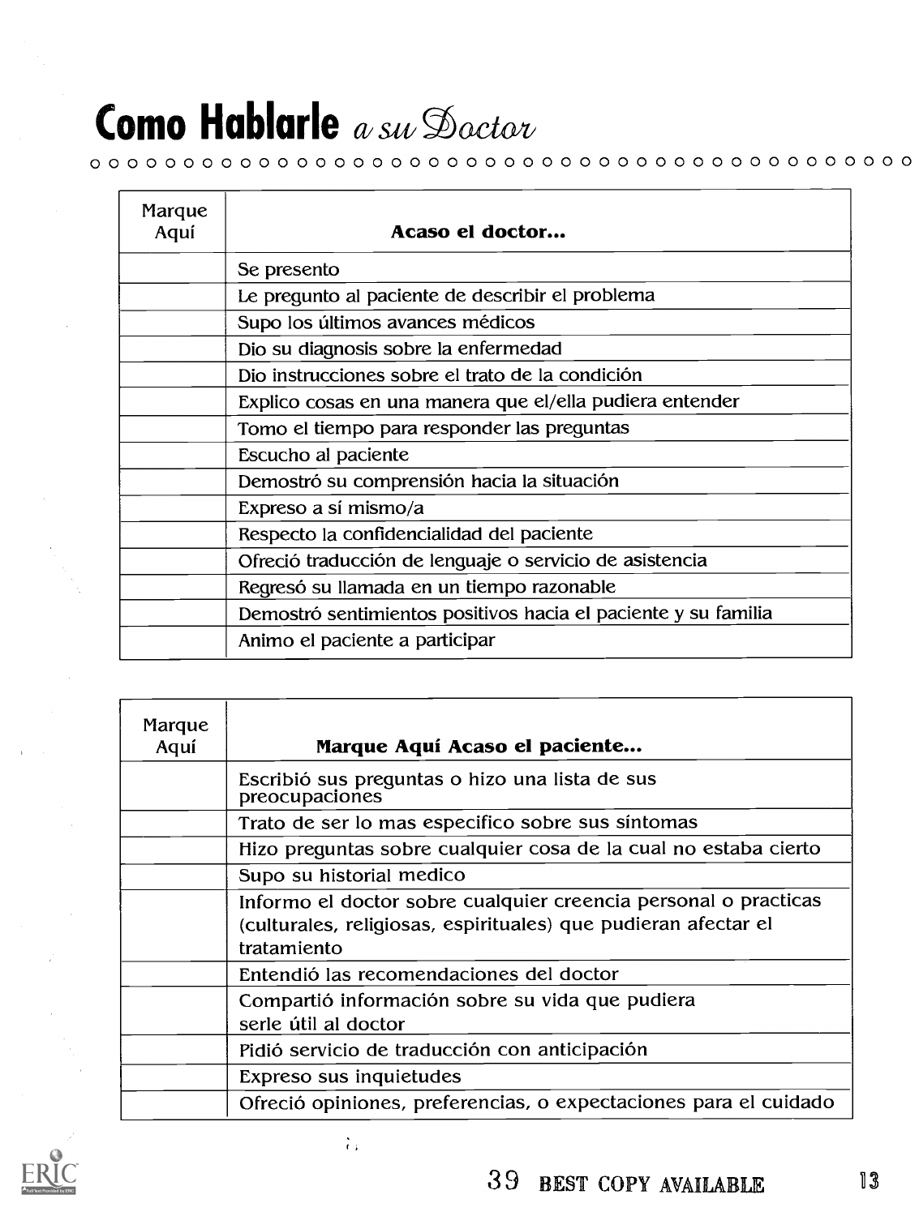# Como Hablarle *a su Doctor*

| Marque Aquí | Acaso el doctor... |
|---|---|
| | Se presento |
| | Le pregunto al paciente de describir el problema |
| | Supo los últimos avances médicos |
| | Dio su diagnosis sobre la enfermedad |
| | Dio instrucciones sobre el trato de la condición |
| | Explico cosas en una manera que el/ella pudiera entender |
| | Tomo el tiempo para responder las preguntas |
| | Escucho al paciente |
| | Demostró su comprensión hacia la situación |
| | Expreso a sí mismo/a |
| | Respecto la confidencialidad del paciente |
| | Ofreció traducción de lenguaje o servicio de asistencia |
| | Regresó su llamada en un tiempo razonable |
| | Demostró sentimientos positivos hacia el paciente y su familia |
| | Animo el paciente a participar |

| Marque Aquí | Marque Aquí Acaso el paciente... |
|---|---|
| | Escribió sus preguntas o hizo una lista de sus preocupaciones |
| | Trato de ser lo mas especifico sobre sus síntomas |
| | Hizo preguntas sobre cualquier cosa de la cual no estaba cierto |
| | Supo su historial medico |
| | Informo el doctor sobre cualquier creencia personal o practicas (culturales, religiosas, espirituales) que pudieran afectar el tratamiento |
| | Entendió las recomendaciones del doctor |
| | Compartió información sobre su vida que pudiera serle útil al doctor |
| | Pidió servicio de traducción con anticipación |
| | Expreso sus inquietudes |
| | Ofreció opiniones, preferencias, o expectaciones para el cuidado |

BEST COPY AVAILABLE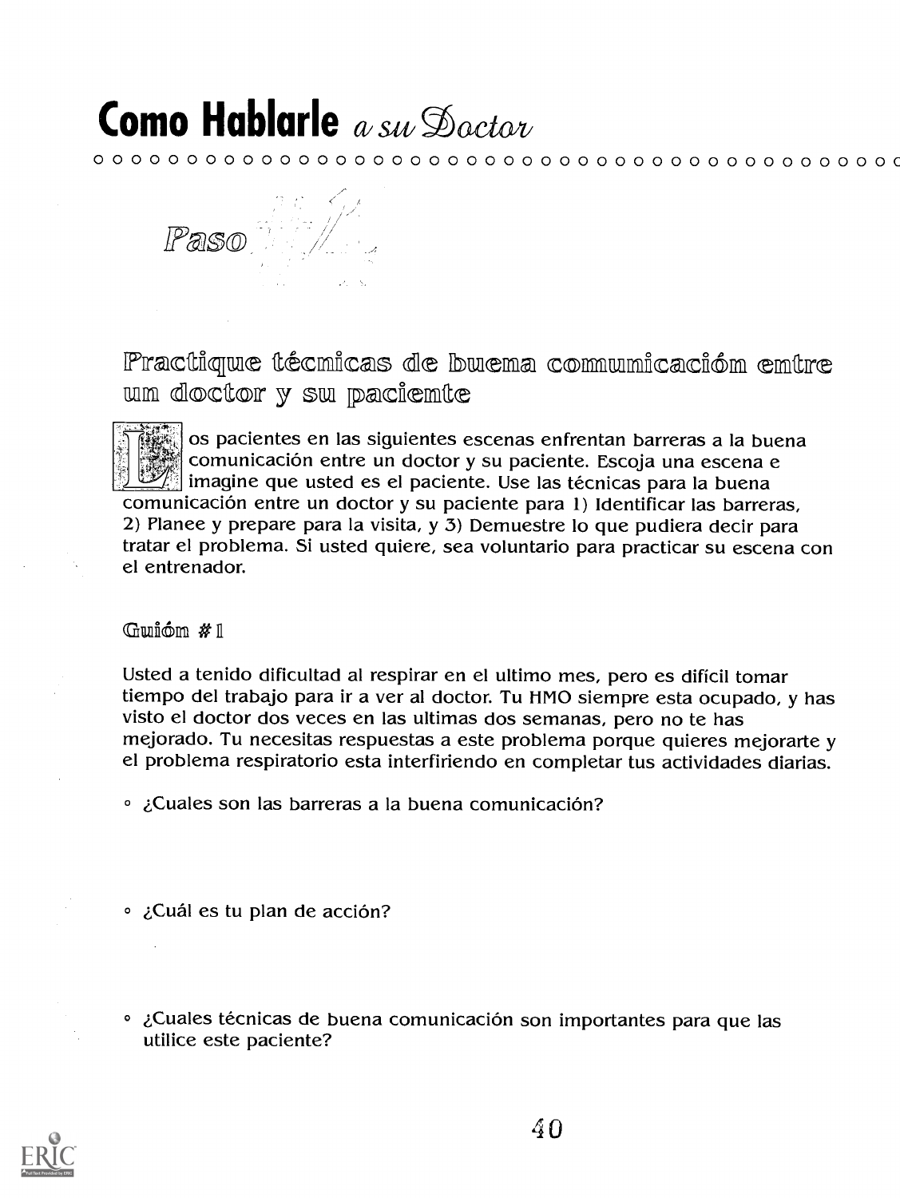# Como Hablarle *a su Doctor*

## Paso #7

### Practique técnicas de buena comunicación entre un doctor y su paciente

Los pacientes en las siguientes escenas enfrentan barreras a la buena comunicación entre un doctor y su paciente. Escoja una escena e imagine que usted es el paciente. Use las técnicas para la buena comunicación entre un doctor y su paciente para 1) Identificar las barreras, 2) Planee y prepare para la visita, y 3) Demuestre lo que pudiera decir para tratar el problema. Si usted quiere, sea voluntario para practicar su escena con el entrenador.

#### Guión # 1

Usted a tenido dificultad al respirar en el ultimo mes, pero es difícil tomar tiempo del trabajo para ir a ver al doctor. Tu HMO siempre esta ocupado, y has visto el doctor dos veces en las ultimas dos semanas, pero no te has mejorado. Tu necesitas respuestas a este problema porque quieres mejorarte y el problema respiratorio esta interfiriendo en completar tus actividades diarias.

- ¿Cuales son las barreras a la buena comunicación?

- ¿Cuál es tu plan de acción?

- ¿Cuales técnicas de buena comunicación son importantes para que las utilice este paciente?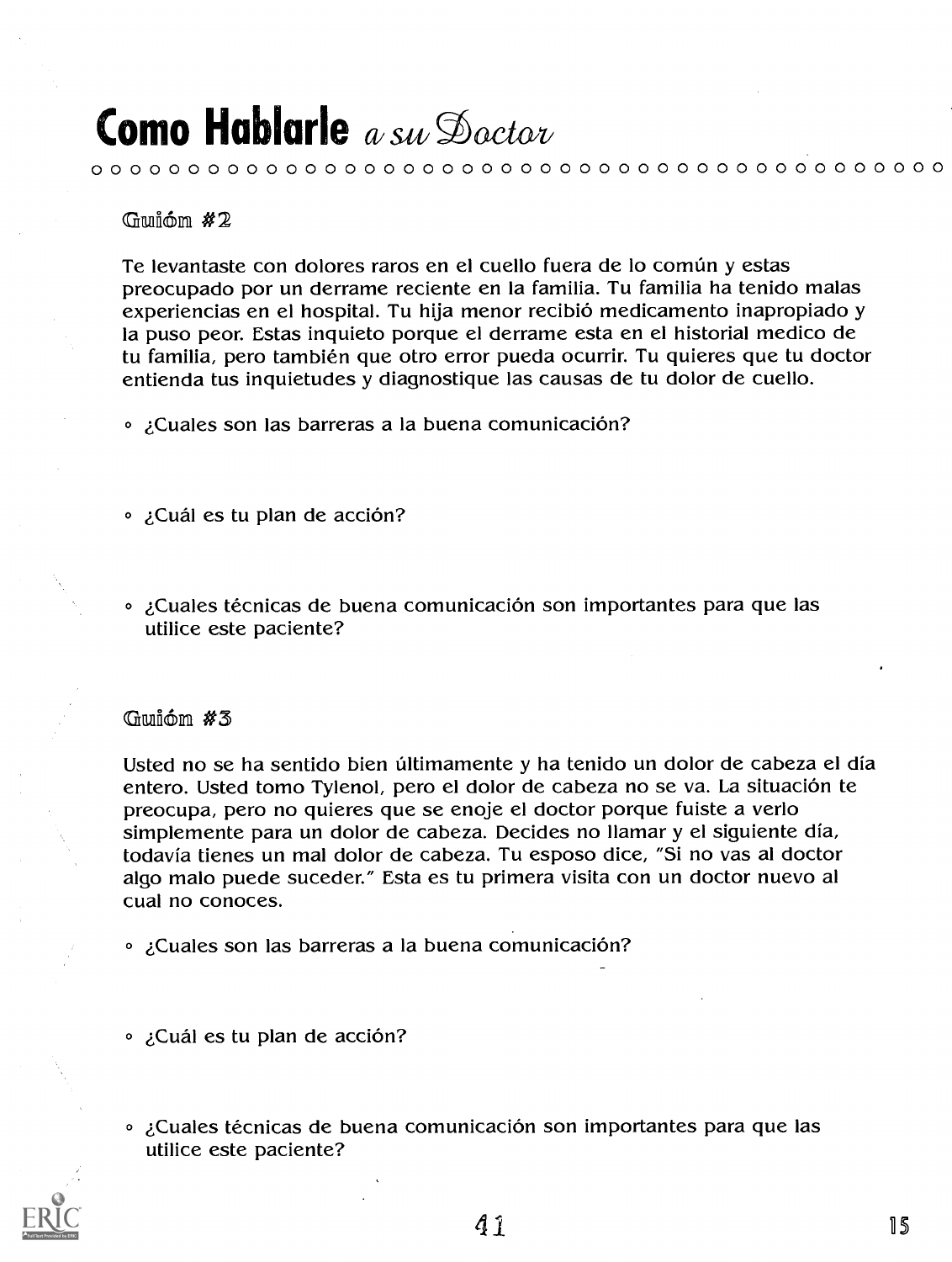# Como Hablarle *a su Doctor*

### Guión #2

Te levantaste con dolores raros en el cuello fuera de lo común y estas preocupado por un derrame reciente en la familia. Tu familia ha tenido malas experiencias en el hospital. Tu hija menor recibió medicamento inapropiado y la puso peor. Estas inquieto porque el derrame esta en el historial medico de tu familia, pero también que otro error pueda ocurrir. Tu quieres que tu doctor entienda tus inquietudes y diagnostique las causas de tu dolor de cuello.

- ¿Cuales son las barreras a la buena comunicación?

- ¿Cuál es tu plan de acción?

- ¿Cuales técnicas de buena comunicación son importantes para que las utilice este paciente?

### Guión #3

Usted no se ha sentido bien últimamente y ha tenido un dolor de cabeza el día entero. Usted tomo Tylenol, pero el dolor de cabeza no se va. La situación te preocupa, pero no quieres que se enoje el doctor porque fuiste a verlo simplemente para un dolor de cabeza. Decides no llamar y el siguiente día, todavía tienes un mal dolor de cabeza. Tu esposo dice, "Si no vas al doctor algo malo puede suceder." Esta es tu primera visita con un doctor nuevo al cual no conoces.

- ¿Cuales son las barreras a la buena comunicación?

- ¿Cuál es tu plan de acción?

- ¿Cuales técnicas de buena comunicación son importantes para que las utilice este paciente?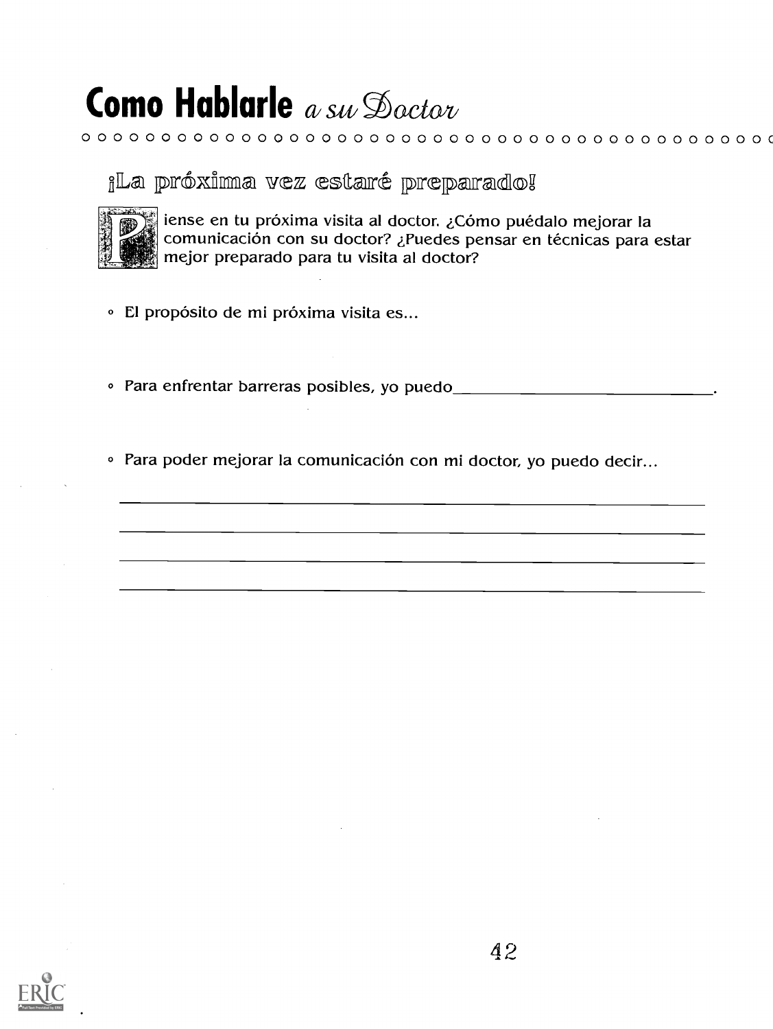# Como Hablarle *a su Doctor*

## ¡La próxima vez estaré preparado!

Piense en tu próxima visita al doctor. ¿Cómo puédalo mejorar la comunicación con su doctor? ¿Puedes pensar en técnicas para estar mejor preparado para tu visita al doctor?

- El propósito de mi próxima visita es...

- Para enfrentar barreras posibles, yo puedo_______________________________.

- Para poder mejorar la comunicación con mi doctor, yo puedo decir...

_______________________________________________________________

_______________________________________________________________

_______________________________________________________________

_______________________________________________________________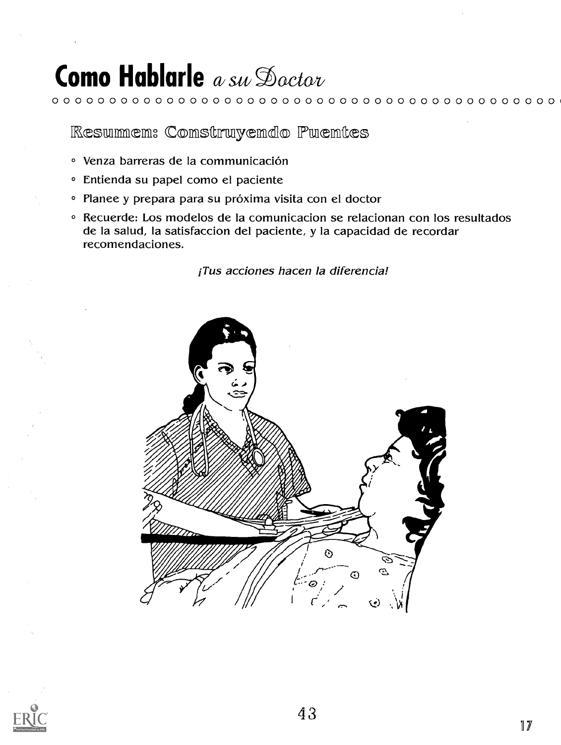# Como Hablarle *a su Doctor*

## Resumen: Construyendo Puentes

- Venza barreras de la communicación
- Entienda su papel como el paciente
- Planee y prepara para su próxima visita con el doctor
- Recuerde: Los modelos de la comunicacion se relacionan con los resultados de la salud, la satisfaccion del paciente, y la capacidad de recordar recomendaciones.

*¡Tus acciones hacen la diferencia!*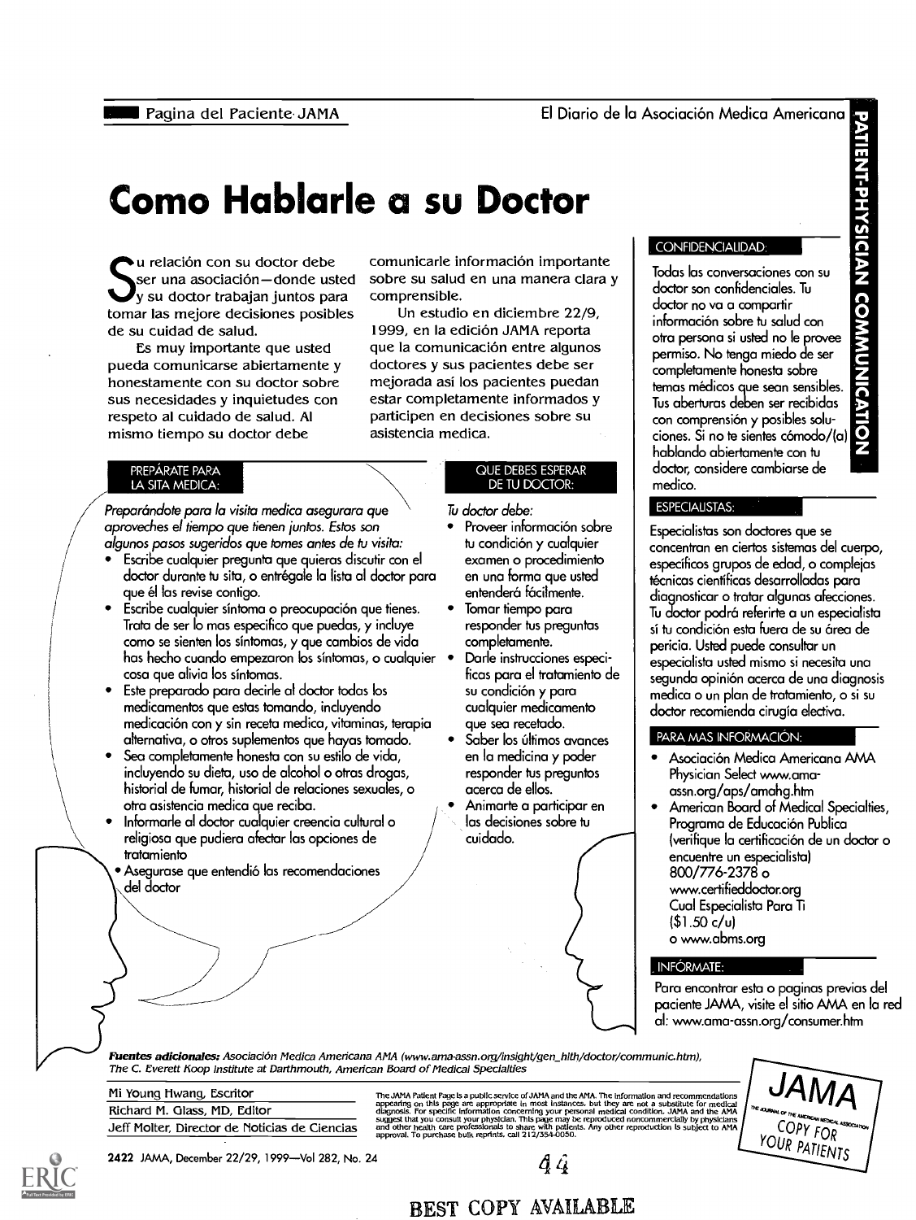Pagina del Paciente· JAMA

El Diario de la Asociación Medica Americana

PATIENT-PHYSICIAN COMMUNICATION

# Como Hablarle a su Doctor

Su relación con su doctor debe ser una asociación—donde usted y su doctor trabajan juntos para tomar las mejore decisiones posibles de su cuidad de salud.

Es muy importante que usted pueda comunicarse abiertamente y honestamente con su doctor sobre sus necesidades y inquietudes con respeto al cuidado de salud. Al mismo tiempo su doctor debe comunicarle información importante sobre su salud en una manera clara y comprensible.

Un estudio en diciembre 22/9, 1999, en la edición JAMA reporta que la comunicación entre algunos doctores y sus pacientes debe ser mejorada así los pacientes puedan estar completamente informados y participen en decisiones sobre su asistencia medica.

### PREPÁRATE PARA LA SITA MEDICA:

*Preparándote para la visita medica asegurara que aproveches el tiempo que tienen juntos. Estos son algunos pasos sugeridos que tomes antes de tu visita:*

- Escribe cualquier pregunta que quieras discutir con el doctor durante tu sita, o entrégale la lista al doctor para que él las revise contigo.
- Escribe cualquier síntoma o preocupación que tienes. Trata de ser lo mas especifico que puedas, y incluye como se sienten los síntomas, y que cambios de vida has hecho cuando empezaron los síntomas, o cualquier cosa que alivia los síntomas.
- Este preparado para decirle al doctor todos los medicamentos que estas tomando, incluyendo medicación con y sin receta medica, vitaminas, terapia alternativa, o otros suplementos que hayas tomado.
- Sea completamente honesta con su estilo de vida, incluyendo su dieta, uso de alcohol o otras drogas, historial de fumar, historial de relaciones sexuales, o otra asistencia medica que reciba.
- Informarle al doctor cualquier creencia cultural o religiosa que pudiera afectar las opciones de tratamiento
- Asegurase que entendió las recomendaciones del doctor

### QUE DEBES ESPERAR DE TU DOCTOR:

*Tu doctor debe:*

- Proveer información sobre tu condición y cualquier examen o procedimiento en una forma que usted entenderá fácilmente.
- Tomar tiempo para responder tus preguntas completamente.
- Darle instrucciones especificas para el tratamiento de su condición y para cualquier medicamento que sea recetado.
- Saber los últimos avances en la medicina y poder responder tus preguntas acerca de ellos.
- Animarte a participar en las decisiones sobre tu cuidado.

### CONFIDENCIALIDAD:

Todas las conversaciones con su doctor son confidenciales. Tu doctor no va a compartir información sobre tu salud con otra persona si usted no le provee permiso. No tenga miedo de ser completamente honesta sobre temas médicos que sean sensibles. Tus aberturas deben ser recibidas con comprensión y posibles soluciones. Si no te sientes cómodo/(a) hablando abiertamente con tu doctor, considere cambiarse de medico.

### ESPECIALISTAS:

Especialistas son doctores que se concentran en ciertos sistemas del cuerpo, específicos grupos de edad, o complejas técnicas científicas desarrolladas para diagnosticar o tratar algunas afecciones. Tu doctor podrá referirte a un especialista si tu condición esta fuera de su área de pericia. Usted puede consultar un especialista usted mismo si necesita una segunda opinión acerca de una diagnosis medica o un plan de tratamiento, o si su doctor recomienda cirugía electiva.

### PARA MAS INFORMACIÓN:

- Asociación Medica Americana AMA Physician Select www.ama-assn.org/aps/amahg.htm
- American Board of Medical Specialties, Programa de Educación Publica (verifique la certificación de un doctor o encuentre un especialista) 800/776-2378 o www.certifieddoctor.org Cual Especialista Para Ti ($1.50 c/u) o www.abms.org

### INFÓRMATE:

Para encontrar esta o paginas previas del paciente JAMA, visite el sitio AMA en la red al: www.ama-assn.org/consumer.htm

***Fuentes adicionales:*** *Asociación Medica Americana AMA (www.ama-assn.org/insight/gen_hlth/doctor/communic.htm), The C. Everett Koop Institute at Darthmouth, American Board of Medical Specialties*

Mi Young Hwang, Escritor
Richard M. Glass, MD, Editor
Jeff Molter, Director de Noticias de Ciencias

The JAMA Patient Page is a public service of JAMA and the AMA. The information and recommendations appearing on this page are appropriate in most instances, but they are not a substitute for medical diagnosis. For specific information concerning your personal medical condition, JAMA and the AMA suggest that you consult your physician. This page may be reproduced noncommercially by physicians and other health care professionals to share with patients. Any other reproduction is subject to AMA approval. To purchase bulk reprints, call 212/354-0050.

JAMA — COPY FOR YOUR PATIENTS

BEST COPY AVAILABLE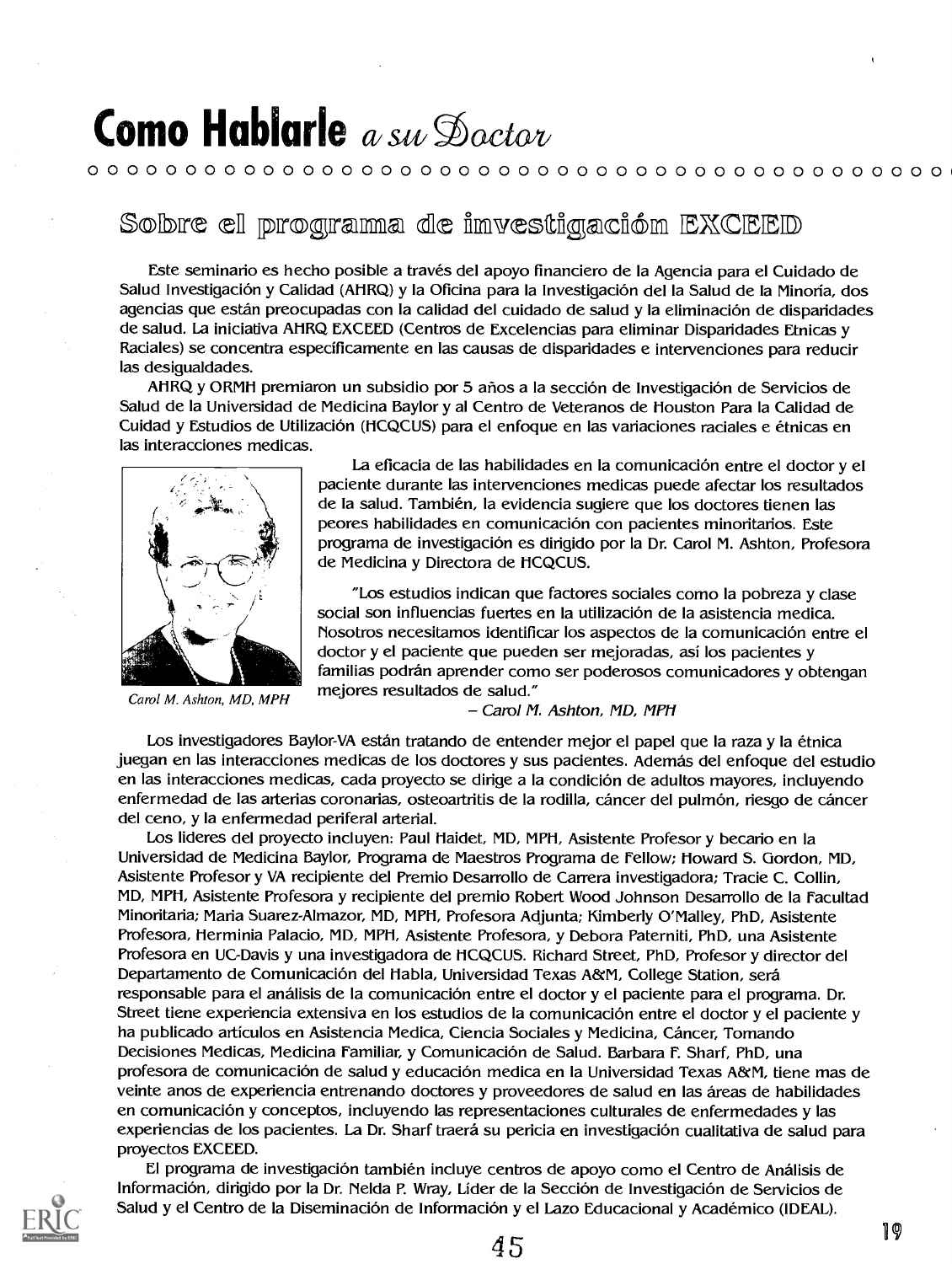# Como Hablarle *a su Doctor*

## Sobre el programa de investigación EXCEED

Este seminario es hecho posible a través del apoyo financiero de la Agencia para el Cuidado de Salud Investigación y Calidad (AHRQ) y la Oficina para la Investigación del la Salud de la Minoría, dos agencias que están preocupadas con la calidad del cuidado de salud y la eliminación de disparidades de salud. La iniciativa AHRQ EXCEED (Centros de Excelencias para eliminar Disparidades Etnicas y Raciales) se concentra específicamente en las causas de disparidades e intervenciones para reducir las desigualdades.

AHRQ y ORMH premiaron un subsidio por 5 años a la sección de Investigación de Servicios de Salud de la Universidad de Medicina Baylor y al Centro de Veteranos de Houston Para la Calidad de Cuidad y Estudios de Utilización (HCQCUS) para el enfoque en las variaciones raciales e étnicas en las interacciones medicas.

*Carol M. Ashton, MD, MPH*

La eficacia de las habilidades en la comunicación entre el doctor y el paciente durante las intervenciones medicas puede afectar los resultados de la salud. También, la evidencia sugiere que los doctores tienen las peores habilidades en comunicación con pacientes minoritarios. Este programa de investigación es dirigido por la Dr. Carol M. Ashton, Profesora de Medicina y Directora de HCQCUS.

"Los estudios indican que factores sociales como la pobreza y clase social son influencias fuertes en la utilización de la asistencia medica. Nosotros necesitamos identificar los aspectos de la comunicación entre el doctor y el paciente que pueden ser mejoradas, así los pacientes y familias podrán aprender como ser poderosos comunicadores y obtengan mejores resultados de salud."

– *Carol M. Ashton, MD, MPH*

Los investigadores Baylor-VA están tratando de entender mejor el papel que la raza y la étnica juegan en las interacciones medicas de los doctores y sus pacientes. Además del enfoque del estudio en las interacciones medicas, cada proyecto se dirige a la condición de adultos mayores, incluyendo enfermedad de las arterias coronarias, osteoartritis de la rodilla, cáncer del pulmón, riesgo de cáncer del ceno, y la enfermedad periferal arterial.

Los lideres del proyecto incluyen: Paul Haidet, MD, MPH, Asistente Profesor y becario en la Universidad de Medicina Baylor, Programa de Maestros Programa de Fellow; Howard S. Gordon, MD, Asistente Profesor y VA recipiente del Premio Desarrollo de Carrera investigadora; Tracie C. Collin, MD, MPH, Asistente Profesora y recipiente del premio Robert Wood Johnson Desarrollo de la Facultad Minoritaria; Maria Suarez-Almazor, MD, MPH, Profesora Adjunta; Kimberly O'Malley, PhD, Asistente Profesora, Herminia Palacio, MD, MPH, Asistente Profesora, y Debora Paterniti, PhD, una Asistente Profesora en UC-Davis y una investigadora de HCQCUS. Richard Street, PhD, Profesor y director del Departamento de Comunicación del Habla, Universidad Texas A&M, College Station, será responsable para el análisis de la comunicación entre el doctor y el paciente para el programa. Dr. Street tiene experiencia extensiva en los estudios de la comunicación entre el doctor y el paciente y ha publicado artículos en Asistencia Medica, Ciencia Sociales y Medicina, Cáncer, Tomando Decisiones Medicas, Medicina Familiar, y Comunicación de Salud. Barbara F. Sharf, PhD, una profesora de comunicación de salud y educación medica en la Universidad Texas A&M, tiene mas de veinte anos de experiencia entrenando doctores y proveedores de salud en las áreas de habilidades en comunicación y conceptos, incluyendo las representaciones culturales de enfermedades y las experiencias de los pacientes. La Dr. Sharf traerá su pericia en investigación cualitativa de salud para proyectos EXCEED.

El programa de investigación también incluye centros de apoyo como el Centro de Análisis de Información, dirigido por la Dr. Nelda P. Wray, Líder de la Sección de Investigación de Servicios de Salud y el Centro de la Diseminación de Información y el Lazo Educacional y Académico (IDEAL).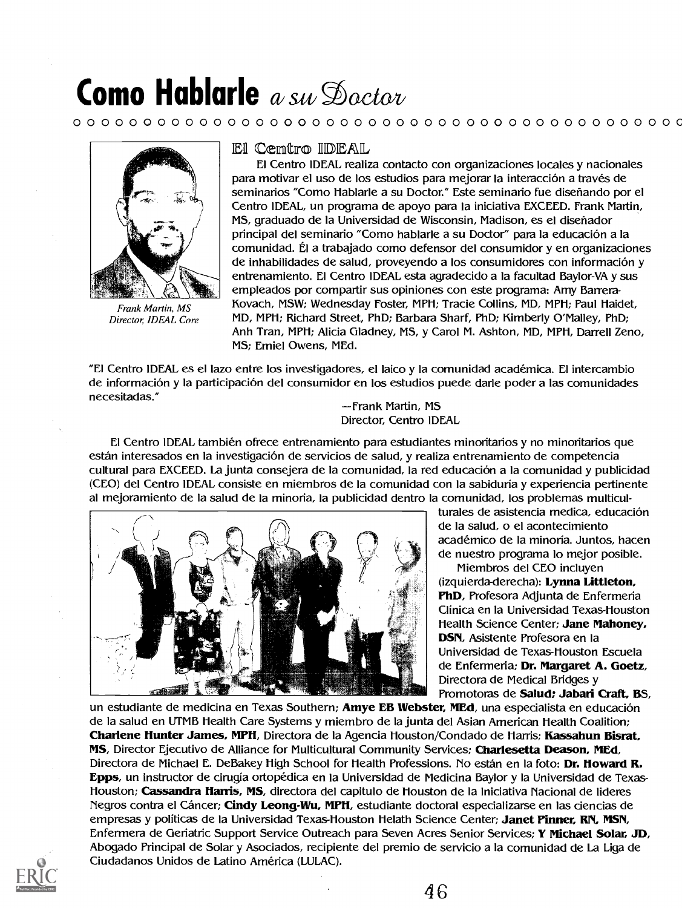# Como Hablarle *a su Doctor*

*Frank Martin, MS*
*Director, IDEAL Core*

## El Centro IDEAL

El Centro IDEAL realiza contacto con organizaciones locales y nacionales para motivar el uso de los estudios para mejorar la interacción a través de seminarios "Como Hablarle a su Doctor." Este seminario fue diseñando por el Centro IDEAL, un programa de apoyo para la iniciativa EXCEED. Frank Martin, MS, graduado de la Universidad de Wisconsin, Madison, es el diseñador principal del seminario "Como hablarle a su Doctor" para la educación a la comunidad. Él a trabajado como defensor del consumidor y en organizaciones de inhabilidades de salud, proveyendo a los consumidores con información y entrenamiento. El Centro IDEAL esta agradecido a la facultad Baylor-VA y sus empleados por compartir sus opiniones con este programa: Amy Barrera-Kovach, MSW; Wednesday Foster, MPH; Tracie Collins, MD, MPH; Paul Haidet, MD, MPH; Richard Street, PhD; Barbara Sharf, PhD; Kimberly O'Malley, PhD; Anh Tran, MPH; Alicia Gladney, MS, y Carol M. Ashton, MD, MPH, Darrell Zeno, MS; Emiel Owens, MEd.

"El Centro IDEAL es el lazo entre los investigadores, el laico y la comunidad académica. El intercambio de información y la participación del consumidor en los estudios puede darle poder a las comunidades necesitadas."

—Frank Martin, MS
Director, Centro IDEAL

El Centro IDEAL también ofrece entrenamiento para estudiantes minoritarios y no minoritarios que están interesados en la investigación de servicios de salud, y realiza entrenamiento de competencia cultural para EXCEED. La junta consejera de la comunidad, la red educación a la comunidad y publicidad (CEO) del Centro IDEAL consiste en miembros de la comunidad con la sabiduría y experiencia pertinente al mejoramiento de la salud de la minoría, la publicidad dentro la comunidad, los problemas multiculturales de asistencia medica, educación de la salud, o el acontecimiento académico de la minoría. Juntos, hacen de nuestro programa lo mejor posible.

Miembros del CEO incluyen (izquierda-derecha): **Lynna Littleton, PhD**, Profesora Adjunta de Enfermeria Clínica en la Universidad Texas-Houston Health Science Center; **Jane Mahoney, DSN**, Asistente Profesora en la Universidad de Texas-Houston Escuela de Enfermeria; **Dr. Margaret A. Goetz**, Directora de Medical Bridges y Promotoras de **Salud; Jabari Craft, BS**, un estudiante de medicina en Texas Southern; **Amye EB Webster, MEd**, una especialista en educación de la salud en UTMB Health Care Systems y miembro de la junta del Asian American Health Coalition; **Charlene Hunter James, MPH**, Directora de la Agencia Houston/Condado de Harris; **Kassahun Bisrat, MS**, Director Ejecutivo de Alliance for Multicultural Community Services; **Charlesetta Deason, MEd**, Directora de Michael E. DeBakey High School for Health Professions. No están en la foto: **Dr. Howard R. Epps**, un instructor de cirugía ortopédica en la Universidad de Medicina Baylor y la Universidad de Texas-Houston; **Cassandra Harris, MS**, directora del capitulo de Houston de la Iniciativa Nacional de lideres Negros contra el Cáncer; **Cindy Leong-Wu, MPH**, estudiante doctoral especializarse en las ciencias de empresas y políticas de la Universidad Texas-Houston Helath Science Center; **Janet Pinner, RN, MSN**, Enfermera de Geriatric Support Service Outreach para Seven Acres Senior Services; **Y Michael Solar, JD**, Abogado Principal de Solar y Asociados, recipiente del premio de servicio a la comunidad de La Liga de Ciudadanos Unidos de Latino América (LULAC).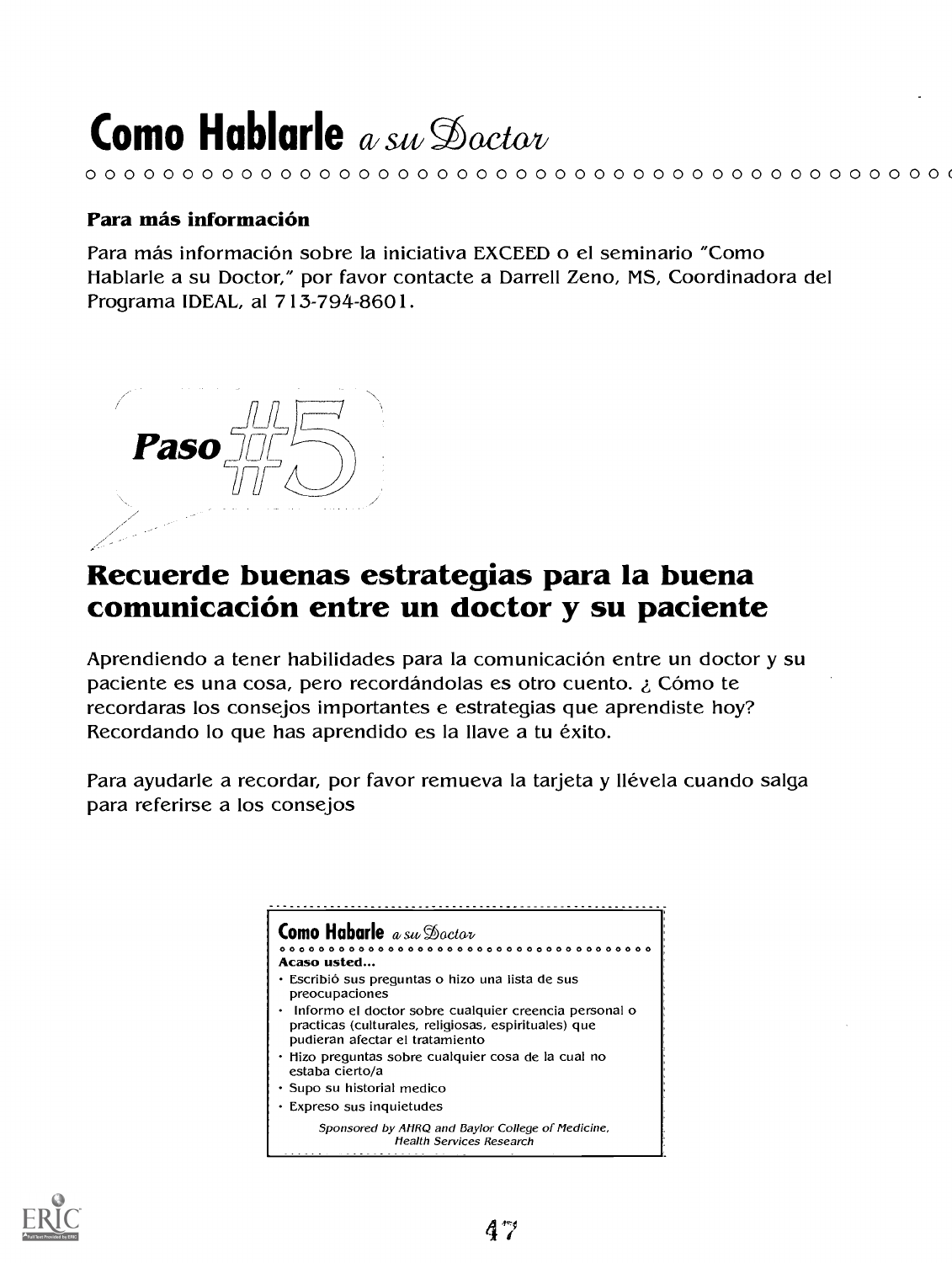# Como Hablarle *a su Doctor*

**Para más información**

Para más información sobre la iniciativa EXCEED o el seminario "Como Hablarle a su Doctor," por favor contacte a Darrell Zeno, MS, Coordinadora del Programa IDEAL, al 713-794-8601.

***Paso #5***

## Recuerde buenas estrategias para la buena comunicación entre un doctor y su paciente

Aprendiendo a tener habilidades para la comunicación entre un doctor y su paciente es una cosa, pero recordándolas es otro cuento. ¿ Cómo te recordaras los consejos importantes e estrategias que aprendiste hoy? Recordando lo que has aprendido es la llave a tu éxito.

Para ayudarle a recordar, por favor remueva la tarjeta y llévela cuando salga para referirse a los consejos

**Como Habarle** *a su Doctor*

**Acaso usted...**

- Escribió sus preguntas o hizo una lista de sus preocupaciones
- Informo el doctor sobre cualquier creencia personal o practicas (culturales, religiosas, espirituales) que pudieran afectar el tratamiento
- Hizo preguntas sobre cualquier cosa de la cual no estaba cierto/a
- Supo su historial medico
- Expreso sus inquietudes

*Sponsored by AHRQ and Baylor College of Medicine, Health Services Research*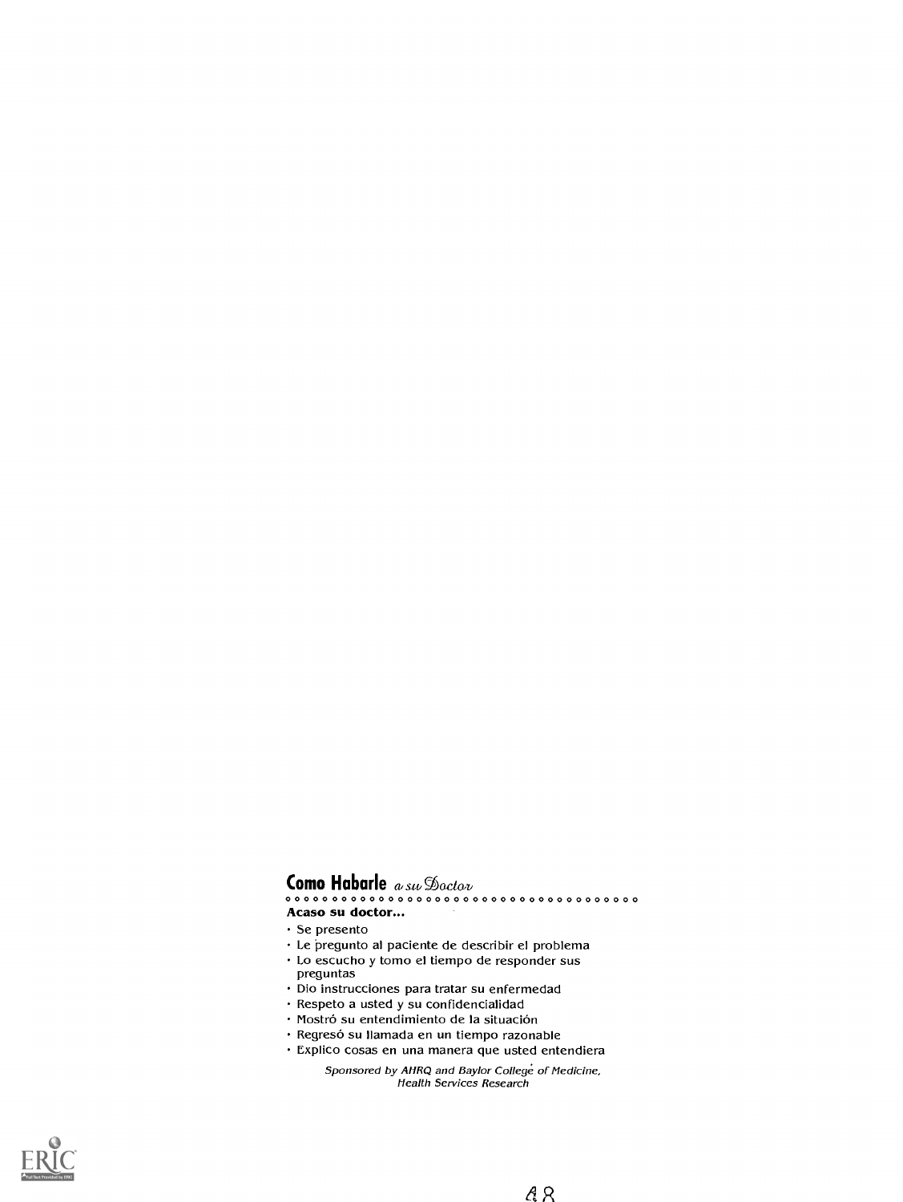## Como Habarle *a su Doctor*

**Acaso su doctor...**

- Se presento
- Le pregunto al paciente de describir el problema
- Lo escucho y tomo el tiempo de responder sus preguntas
- Dio instrucciones para tratar su enfermedad
- Respeto a usted y su confidencialidad
- Mostró su entendimiento de la situación
- Regresó su llamada en un tiempo razonable
- Explico cosas en una manera que usted entendiera

*Sponsored by AHRQ and Baylor College of Medicine, Health Services Research*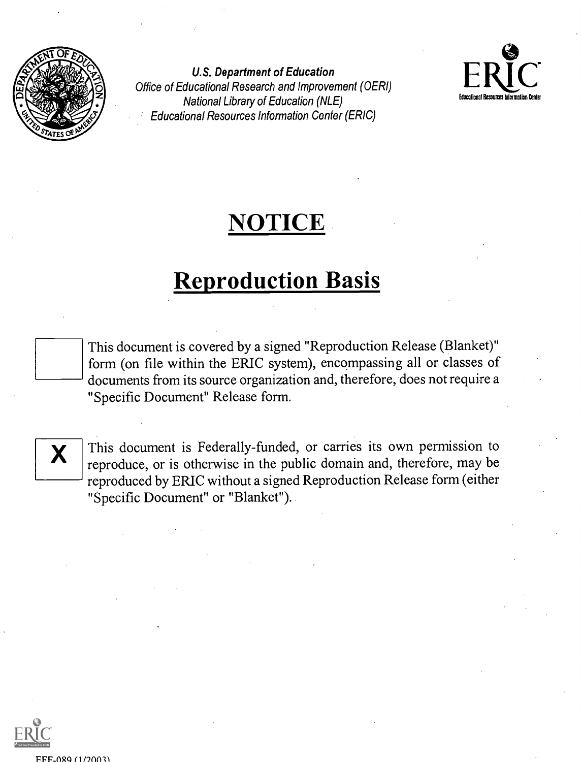U.S. Department of Education
Office of Educational Research and Improvement (OERI)
National Library of Education (NLE)
Educational Resources Information Center (ERIC)

ERIC
Educational Resources Information Center

# NOTICE

# Reproduction Basis

☐ This document is covered by a signed "Reproduction Release (Blanket)" form (on file within the ERIC system), encompassing all or classes of documents from its source organization and, therefore, does not require a "Specific Document" Release form.

☒ This document is Federally-funded, or carries its own permission to reproduce, or is otherwise in the public domain and, therefore, may be reproduced by ERIC without a signed Reproduction Release form (either "Specific Document" or "Blanket").

EFF-089 (1/2003)